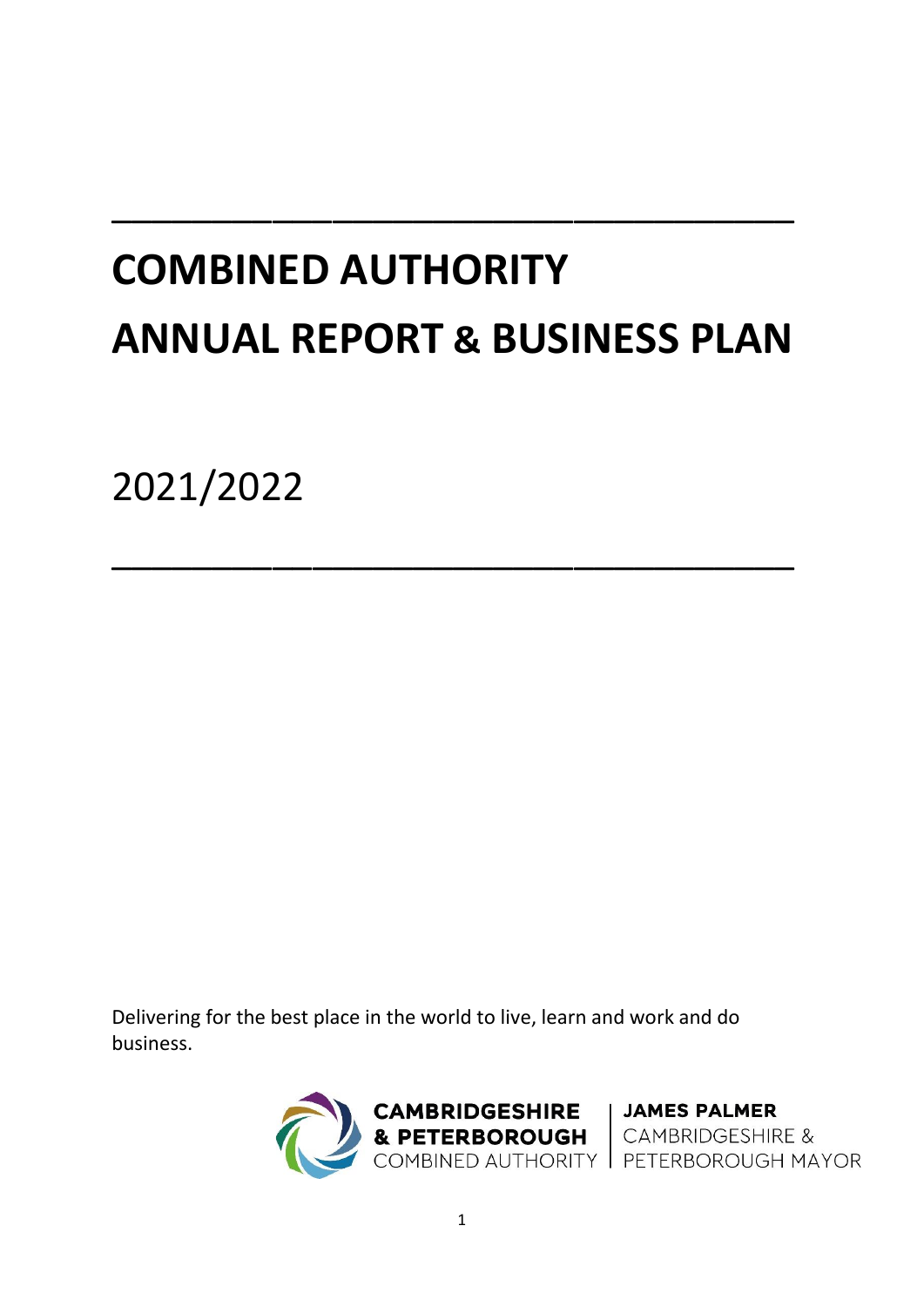# COMBINED AUTHORITY
# ANNUAL REPORT & BUSINESS PLAN

2021/2022

Delivering for the best place in the world to live, learn and work and do business.

**CAMBRIDGESHIRE & PETERBOROUGH** COMBINED AUTHORITY | **JAMES PALMER** CAMBRIDGESHIRE & PETERBOROUGH MAYOR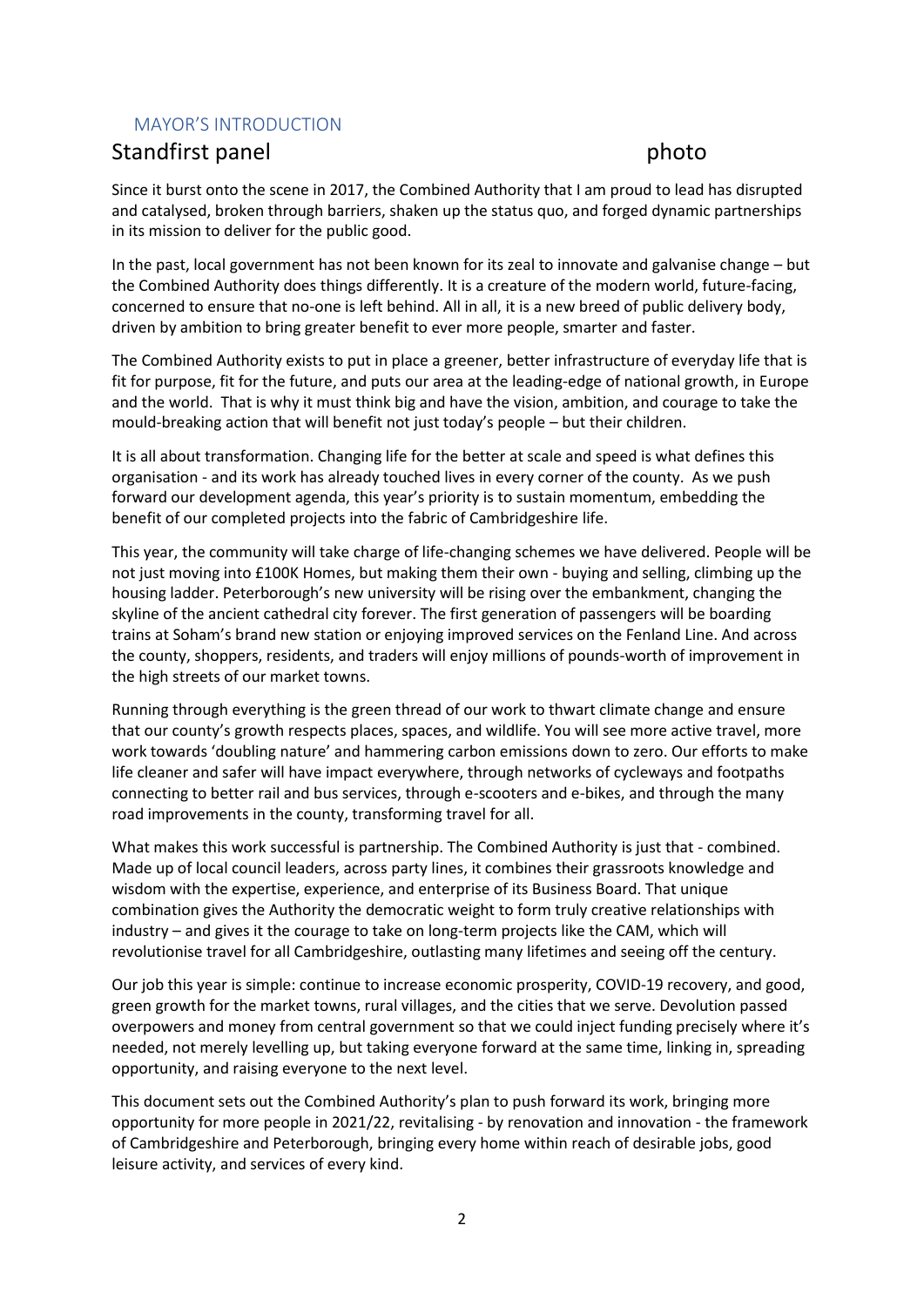## MAYOR'S INTRODUCTION

### Standfirst panel photo

Since it burst onto the scene in 2017, the Combined Authority that I am proud to lead has disrupted and catalysed, broken through barriers, shaken up the status quo, and forged dynamic partnerships in its mission to deliver for the public good.

In the past, local government has not been known for its zeal to innovate and galvanise change – but the Combined Authority does things differently. It is a creature of the modern world, future-facing, concerned to ensure that no-one is left behind. All in all, it is a new breed of public delivery body, driven by ambition to bring greater benefit to ever more people, smarter and faster.

The Combined Authority exists to put in place a greener, better infrastructure of everyday life that is fit for purpose, fit for the future, and puts our area at the leading-edge of national growth, in Europe and the world. That is why it must think big and have the vision, ambition, and courage to take the mould-breaking action that will benefit not just today's people – but their children.

It is all about transformation. Changing life for the better at scale and speed is what defines this organisation - and its work has already touched lives in every corner of the county. As we push forward our development agenda, this year's priority is to sustain momentum, embedding the benefit of our completed projects into the fabric of Cambridgeshire life.

This year, the community will take charge of life-changing schemes we have delivered. People will be not just moving into £100K Homes, but making them their own - buying and selling, climbing up the housing ladder. Peterborough's new university will be rising over the embankment, changing the skyline of the ancient cathedral city forever. The first generation of passengers will be boarding trains at Soham's brand new station or enjoying improved services on the Fenland Line. And across the county, shoppers, residents, and traders will enjoy millions of pounds-worth of improvement in the high streets of our market towns.

Running through everything is the green thread of our work to thwart climate change and ensure that our county's growth respects places, spaces, and wildlife. You will see more active travel, more work towards 'doubling nature' and hammering carbon emissions down to zero. Our efforts to make life cleaner and safer will have impact everywhere, through networks of cycleways and footpaths connecting to better rail and bus services, through e-scooters and e-bikes, and through the many road improvements in the county, transforming travel for all.

What makes this work successful is partnership. The Combined Authority is just that - combined. Made up of local council leaders, across party lines, it combines their grassroots knowledge and wisdom with the expertise, experience, and enterprise of its Business Board. That unique combination gives the Authority the democratic weight to form truly creative relationships with industry – and gives it the courage to take on long-term projects like the CAM, which will revolutionise travel for all Cambridgeshire, outlasting many lifetimes and seeing off the century.

Our job this year is simple: continue to increase economic prosperity, COVID-19 recovery, and good, green growth for the market towns, rural villages, and the cities that we serve. Devolution passed overpowers and money from central government so that we could inject funding precisely where it's needed, not merely levelling up, but taking everyone forward at the same time, linking in, spreading opportunity, and raising everyone to the next level.

This document sets out the Combined Authority's plan to push forward its work, bringing more opportunity for more people in 2021/22, revitalising - by renovation and innovation - the framework of Cambridgeshire and Peterborough, bringing every home within reach of desirable jobs, good leisure activity, and services of every kind.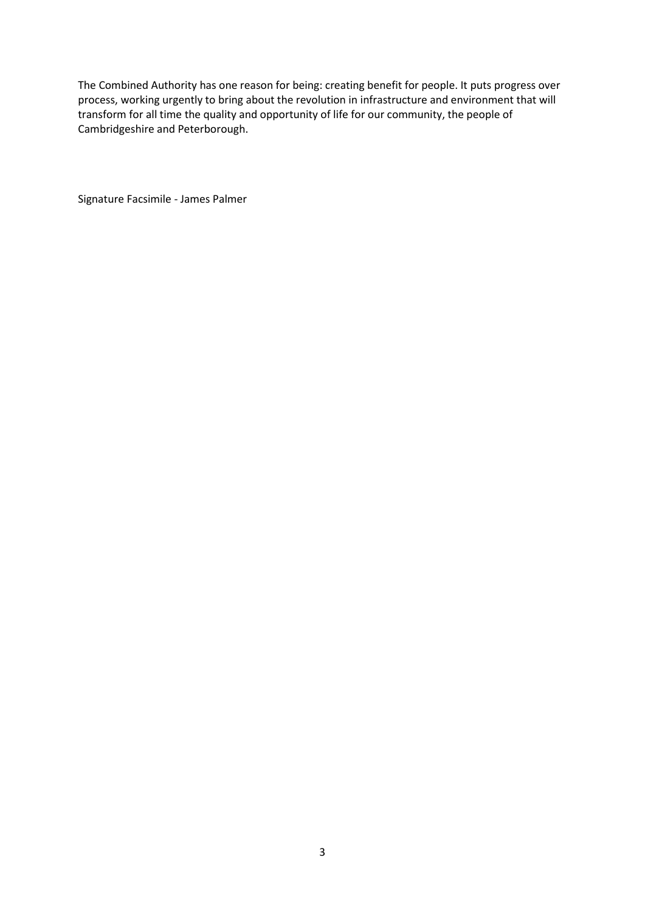The Combined Authority has one reason for being: creating benefit for people. It puts progress over process, working urgently to bring about the revolution in infrastructure and environment that will transform for all time the quality and opportunity of life for our community, the people of Cambridgeshire and Peterborough.

Signature Facsimile - James Palmer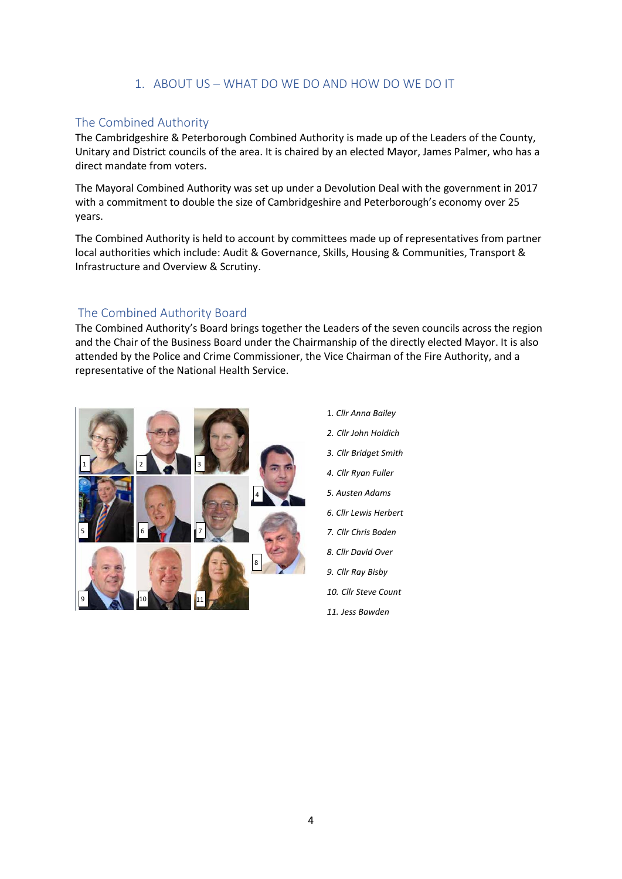## 1. ABOUT US – WHAT DO WE DO AND HOW DO WE DO IT

### The Combined Authority

The Cambridgeshire & Peterborough Combined Authority is made up of the Leaders of the County, Unitary and District councils of the area. It is chaired by an elected Mayor, James Palmer, who has a direct mandate from voters.

The Mayoral Combined Authority was set up under a Devolution Deal with the government in 2017 with a commitment to double the size of Cambridgeshire and Peterborough's economy over 25 years.

The Combined Authority is held to account by committees made up of representatives from partner local authorities which include: Audit & Governance, Skills, Housing & Communities, Transport & Infrastructure and Overview & Scrutiny.

### The Combined Authority Board

The Combined Authority's Board brings together the Leaders of the seven councils across the region and the Chair of the Business Board under the Chairmanship of the directly elected Mayor. It is also attended by the Police and Crime Commissioner, the Vice Chairman of the Fire Authority, and a representative of the National Health Service.

1. *Cllr Anna Bailey*
2. *Cllr John Holdich*
3. *Cllr Bridget Smith*
4. *Cllr Ryan Fuller*
5. *Austen Adams*
6. *Cllr Lewis Herbert*
7. *Cllr Chris Boden*
8. *Cllr David Over*
9. *Cllr Ray Bisby*
10. *Cllr Steve Count*
11. *Jess Bawden*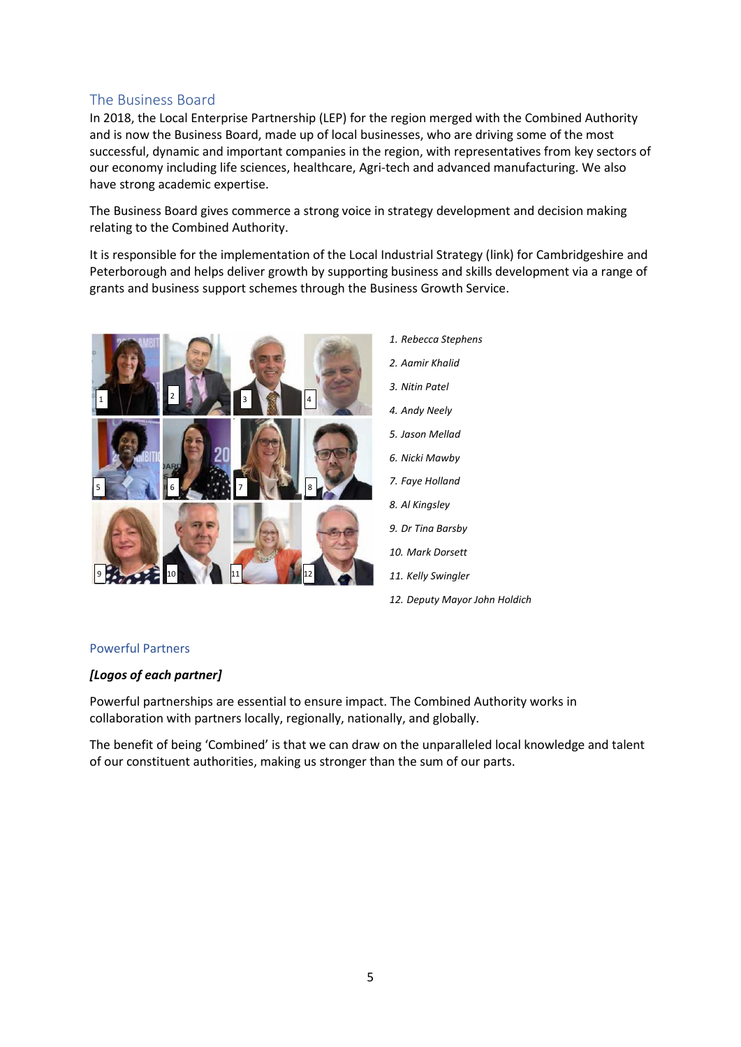## The Business Board

In 2018, the Local Enterprise Partnership (LEP) for the region merged with the Combined Authority and is now the Business Board, made up of local businesses, who are driving some of the most successful, dynamic and important companies in the region, with representatives from key sectors of our economy including life sciences, healthcare, Agri-tech and advanced manufacturing. We also have strong academic expertise.

The Business Board gives commerce a strong voice in strategy development and decision making relating to the Combined Authority.

It is responsible for the implementation of the Local Industrial Strategy (link) for Cambridgeshire and Peterborough and helps deliver growth by supporting business and skills development via a range of grants and business support schemes through the Business Growth Service.

1. *Rebecca Stephens*
2. *Aamir Khalid*
3. *Nitin Patel*
4. *Andy Neely*
5. *Jason Mellad*
6. *Nicki Mawby*
7. *Faye Holland*
8. *Al Kingsley*
9. *Dr Tina Barsby*
10. *Mark Dorsett*
11. *Kelly Swingler*
12. *Deputy Mayor John Holdich*

## Powerful Partners

***[Logos of each partner]***

Powerful partnerships are essential to ensure impact. The Combined Authority works in collaboration with partners locally, regionally, nationally, and globally.

The benefit of being 'Combined' is that we can draw on the unparalleled local knowledge and talent of our constituent authorities, making us stronger than the sum of our parts.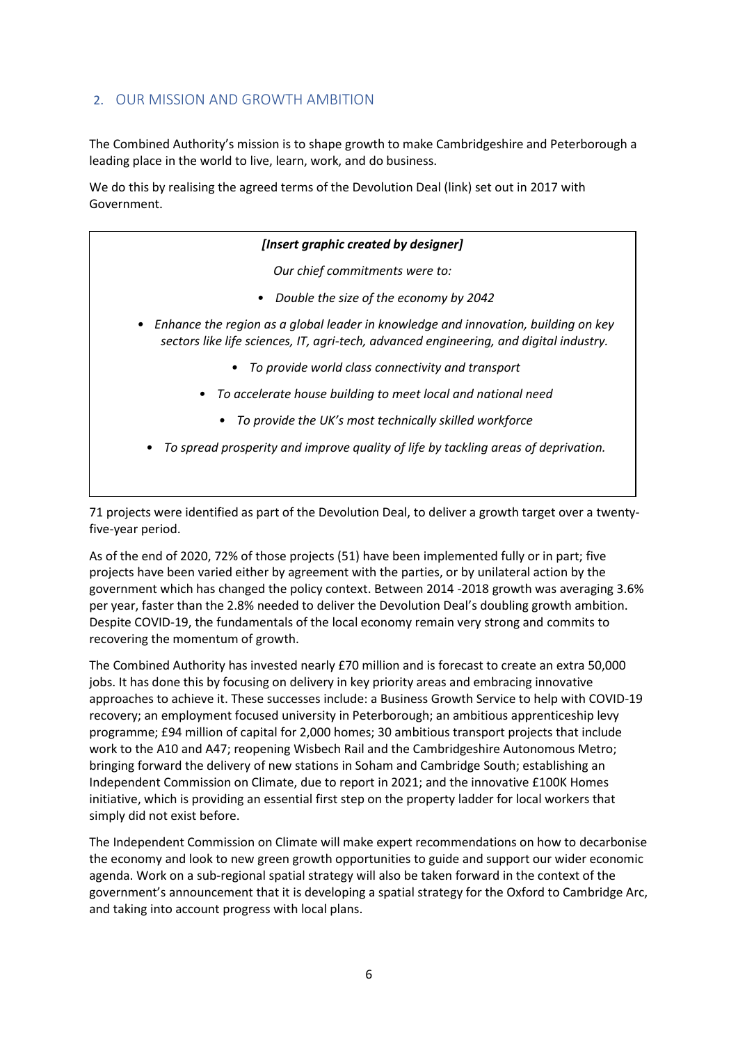## 2. OUR MISSION AND GROWTH AMBITION

The Combined Authority's mission is to shape growth to make Cambridgeshire and Peterborough a leading place in the world to live, learn, work, and do business.

We do this by realising the agreed terms of the Devolution Deal (link) set out in 2017 with Government.

***[Insert graphic created by designer]***

*Our chief commitments were to:*

- *Double the size of the economy by 2042*
- *Enhance the region as a global leader in knowledge and innovation, building on key sectors like life sciences, IT, agri-tech, advanced engineering, and digital industry.*
- *To provide world class connectivity and transport*
- *To accelerate house building to meet local and national need*
- *To provide the UK's most technically skilled workforce*
- *To spread prosperity and improve quality of life by tackling areas of deprivation.*

71 projects were identified as part of the Devolution Deal, to deliver a growth target over a twenty-five-year period.

As of the end of 2020, 72% of those projects (51) have been implemented fully or in part; five projects have been varied either by agreement with the parties, or by unilateral action by the government which has changed the policy context. Between 2014 -2018 growth was averaging 3.6% per year, faster than the 2.8% needed to deliver the Devolution Deal's doubling growth ambition. Despite COVID-19, the fundamentals of the local economy remain very strong and commits to recovering the momentum of growth.

The Combined Authority has invested nearly £70 million and is forecast to create an extra 50,000 jobs. It has done this by focusing on delivery in key priority areas and embracing innovative approaches to achieve it. These successes include: a Business Growth Service to help with COVID-19 recovery; an employment focused university in Peterborough; an ambitious apprenticeship levy programme; £94 million of capital for 2,000 homes; 30 ambitious transport projects that include work to the A10 and A47; reopening Wisbech Rail and the Cambridgeshire Autonomous Metro; bringing forward the delivery of new stations in Soham and Cambridge South; establishing an Independent Commission on Climate, due to report in 2021; and the innovative £100K Homes initiative, which is providing an essential first step on the property ladder for local workers that simply did not exist before.

The Independent Commission on Climate will make expert recommendations on how to decarbonise the economy and look to new green growth opportunities to guide and support our wider economic agenda. Work on a sub-regional spatial strategy will also be taken forward in the context of the government's announcement that it is developing a spatial strategy for the Oxford to Cambridge Arc, and taking into account progress with local plans.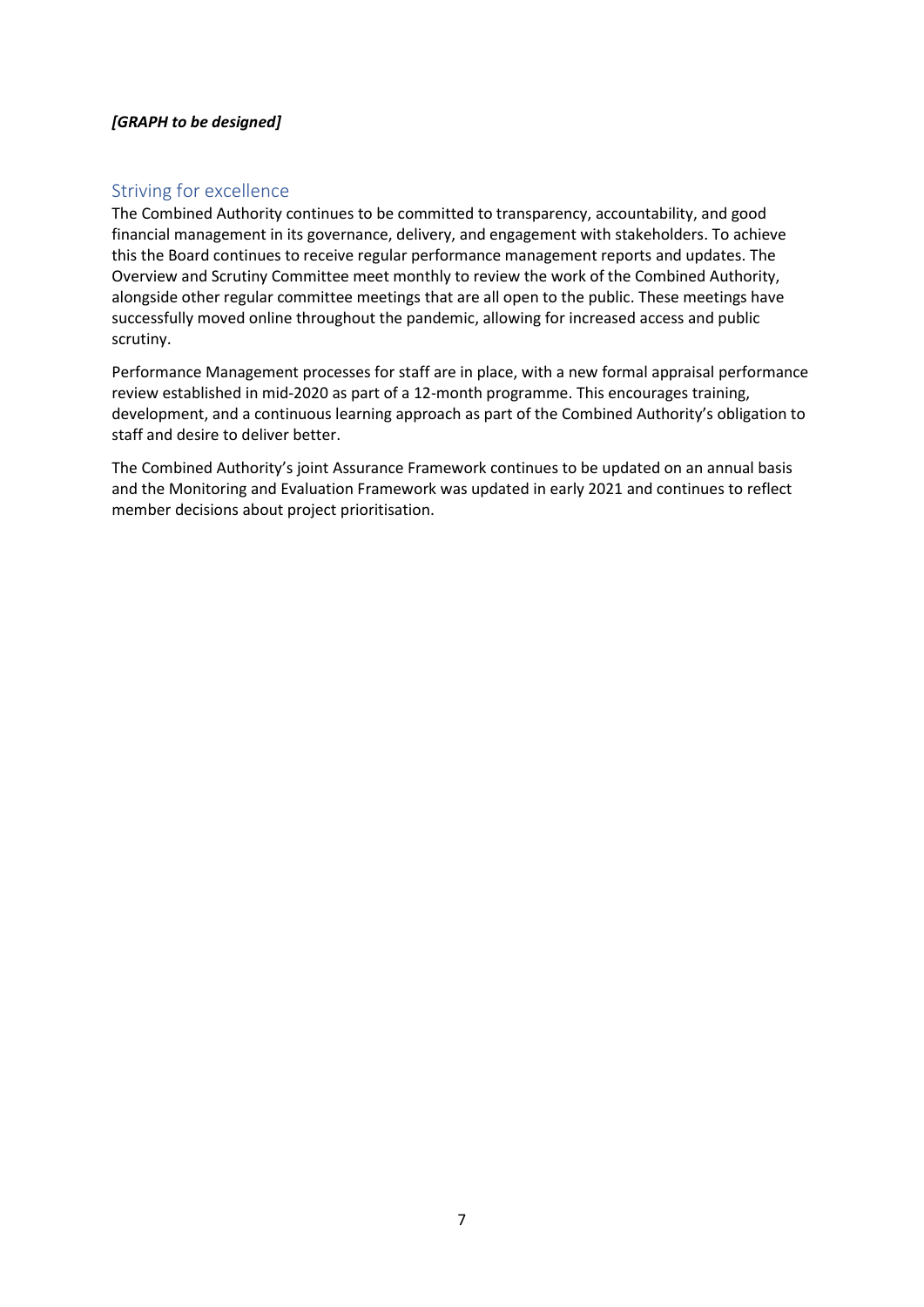***[GRAPH to be designed]***

## Striving for excellence

The Combined Authority continues to be committed to transparency, accountability, and good financial management in its governance, delivery, and engagement with stakeholders. To achieve this the Board continues to receive regular performance management reports and updates. The Overview and Scrutiny Committee meet monthly to review the work of the Combined Authority, alongside other regular committee meetings that are all open to the public. These meetings have successfully moved online throughout the pandemic, allowing for increased access and public scrutiny.

Performance Management processes for staff are in place, with a new formal appraisal performance review established in mid-2020 as part of a 12-month programme. This encourages training, development, and a continuous learning approach as part of the Combined Authority's obligation to staff and desire to deliver better.

The Combined Authority's joint Assurance Framework continues to be updated on an annual basis and the Monitoring and Evaluation Framework was updated in early 2021 and continues to reflect member decisions about project prioritisation.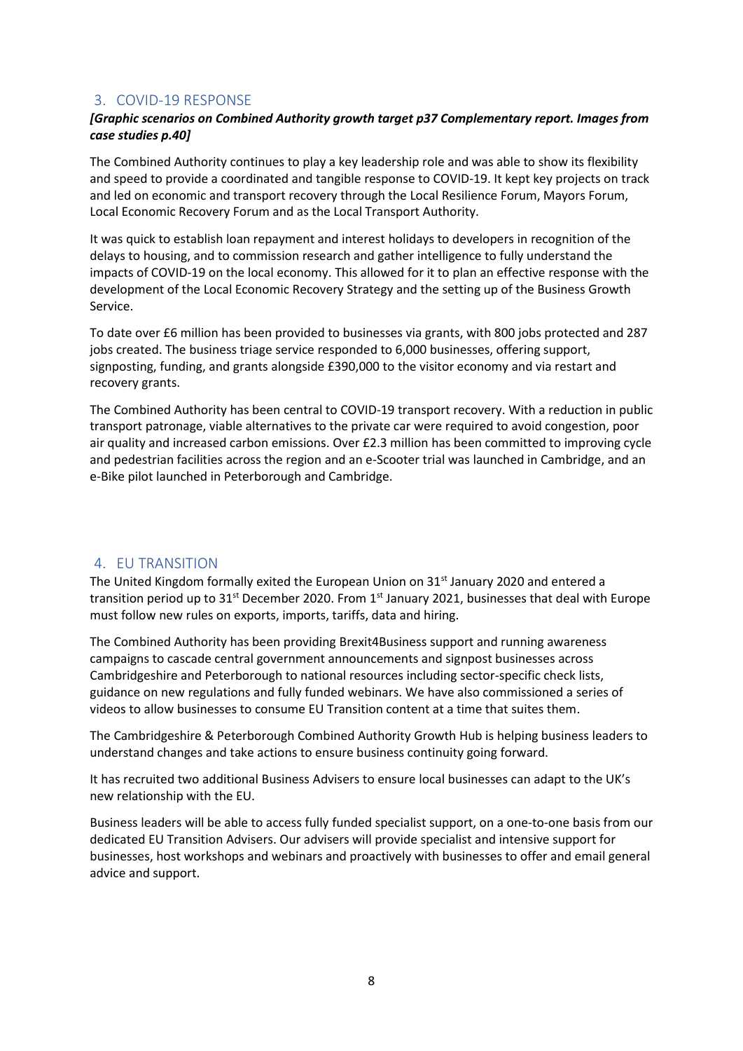## 3. COVID-19 RESPONSE

***[Graphic scenarios on Combined Authority growth target p37 Complementary report. Images from case studies p.40]***

The Combined Authority continues to play a key leadership role and was able to show its flexibility and speed to provide a coordinated and tangible response to COVID-19. It kept key projects on track and led on economic and transport recovery through the Local Resilience Forum, Mayors Forum, Local Economic Recovery Forum and as the Local Transport Authority.

It was quick to establish loan repayment and interest holidays to developers in recognition of the delays to housing, and to commission research and gather intelligence to fully understand the impacts of COVID-19 on the local economy. This allowed for it to plan an effective response with the development of the Local Economic Recovery Strategy and the setting up of the Business Growth Service.

To date over £6 million has been provided to businesses via grants, with 800 jobs protected and 287 jobs created. The business triage service responded to 6,000 businesses, offering support, signposting, funding, and grants alongside £390,000 to the visitor economy and via restart and recovery grants.

The Combined Authority has been central to COVID-19 transport recovery. With a reduction in public transport patronage, viable alternatives to the private car were required to avoid congestion, poor air quality and increased carbon emissions. Over £2.3 million has been committed to improving cycle and pedestrian facilities across the region and an e-Scooter trial was launched in Cambridge, and an e-Bike pilot launched in Peterborough and Cambridge.

## 4. EU TRANSITION

The United Kingdom formally exited the European Union on 31st January 2020 and entered a transition period up to 31st December 2020. From 1st January 2021, businesses that deal with Europe must follow new rules on exports, imports, tariffs, data and hiring.

The Combined Authority has been providing Brexit4Business support and running awareness campaigns to cascade central government announcements and signpost businesses across Cambridgeshire and Peterborough to national resources including sector-specific check lists, guidance on new regulations and fully funded webinars. We have also commissioned a series of videos to allow businesses to consume EU Transition content at a time that suites them.

The Cambridgeshire & Peterborough Combined Authority Growth Hub is helping business leaders to understand changes and take actions to ensure business continuity going forward.

It has recruited two additional Business Advisers to ensure local businesses can adapt to the UK's new relationship with the EU.

Business leaders will be able to access fully funded specialist support, on a one-to-one basis from our dedicated EU Transition Advisers. Our advisers will provide specialist and intensive support for businesses, host workshops and webinars and proactively with businesses to offer and email general advice and support.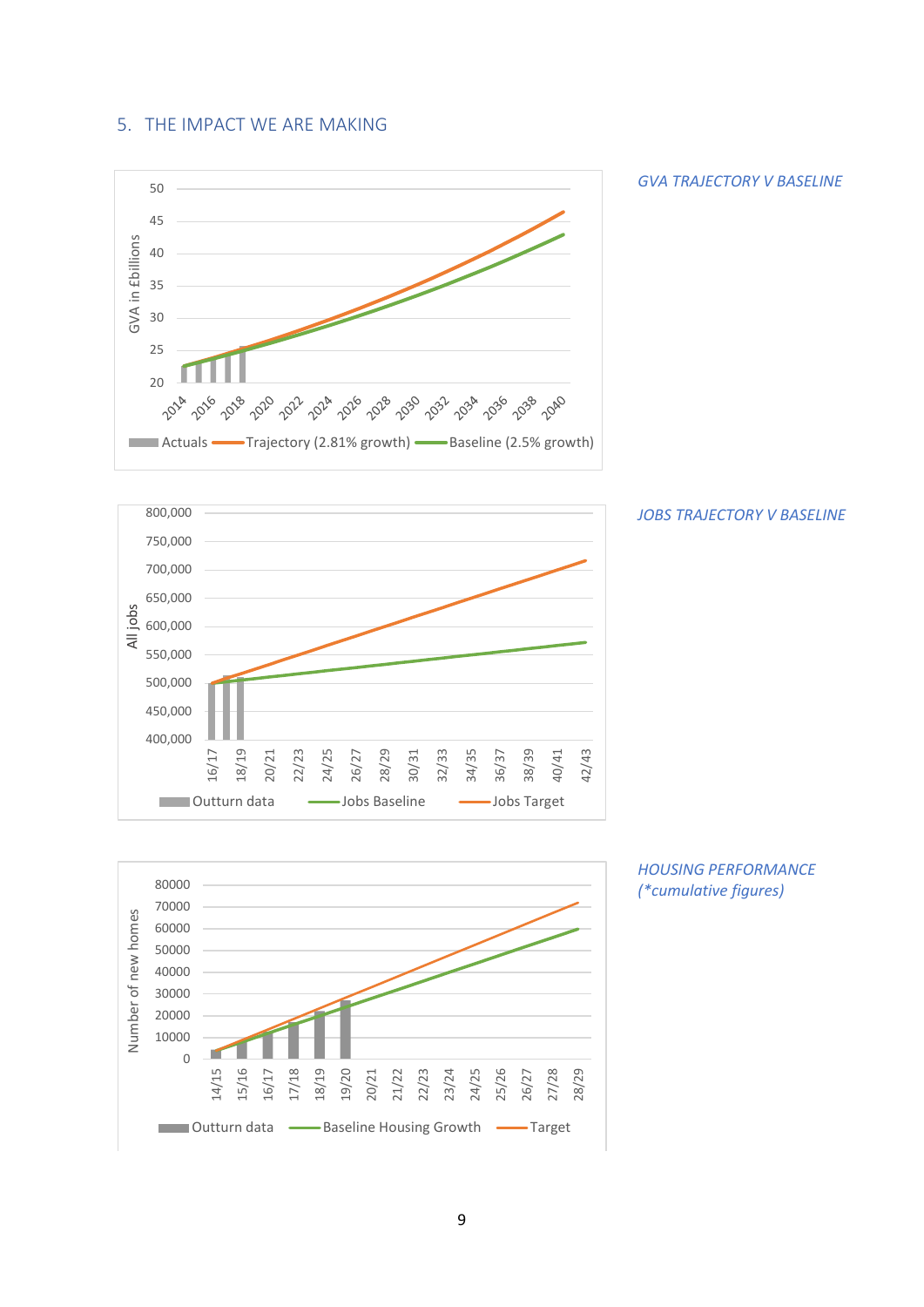## 5. THE IMPACT WE ARE MAKING

*GVA TRAJECTORY V BASELINE*

*JOBS TRAJECTORY V BASELINE*

*HOUSING PERFORMANCE (*cumulative figures)*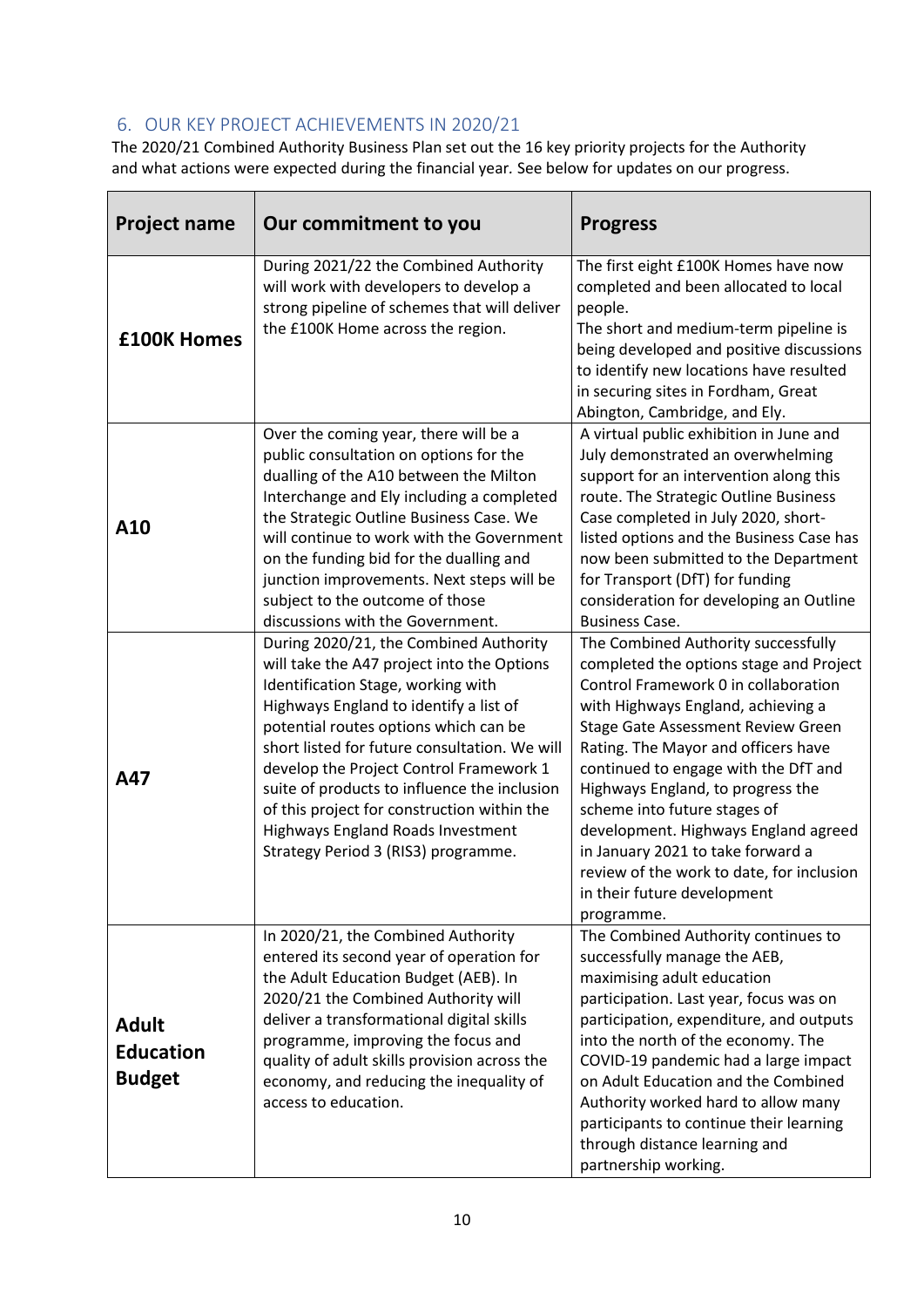## 6. OUR KEY PROJECT ACHIEVEMENTS IN 2020/21

The 2020/21 Combined Authority Business Plan set out the 16 key priority projects for the Authority and what actions were expected during the financial year. See below for updates on our progress.

| Project name | Our commitment to you | Progress |
|---|---|---|
| **£100K Homes** | During 2021/22 the Combined Authority will work with developers to develop a strong pipeline of schemes that will deliver the £100K Home across the region. | The first eight £100K Homes have now completed and been allocated to local people. The short and medium-term pipeline is being developed and positive discussions to identify new locations have resulted in securing sites in Fordham, Great Abington, Cambridge, and Ely. |
| **A10** | Over the coming year, there will be a public consultation on options for the dualling of the A10 between the Milton Interchange and Ely including a completed Strategic Outline Business Case. We will continue to work with the Government on the funding bid for the dualling and junction improvements. Next steps will be subject to the outcome of those discussions with the Government. | A virtual public exhibition in June and July demonstrated an overwhelming support for an intervention along this route. The Strategic Outline Business Case completed in July 2020, short-listed options and the Business Case has now been submitted to the Department for Transport (DfT) for funding consideration for developing an Outline Business Case. |
| **A47** | During 2020/21, the Combined Authority will take the A47 project into the Options Identification Stage, working with Highways England to identify a list of potential routes options which can be short listed for future consultation. We will develop the Project Control Framework 1 suite of products to influence the inclusion of this project for construction within the Highways England Roads Investment Strategy Period 3 (RIS3) programme. | The Combined Authority successfully completed the options stage and Project Control Framework 0 in collaboration with Highways England, achieving a Stage Gate Assessment Review Green Rating. The Mayor and officers have continued to engage with the DfT and Highways England, to progress the scheme into future stages of development. Highways England agreed in January 2021 to take forward a review of the work to date, for inclusion in their future development programme. |
| **Adult Education Budget** | In 2020/21, the Combined Authority entered its second year of operation for the Adult Education Budget (AEB). In 2020/21 the Combined Authority will deliver a transformational digital skills programme, improving the focus and quality of adult skills provision across the economy, and reducing the inequality of access to education. | The Combined Authority continues to successfully manage the AEB, maximising adult education participation. Last year, focus was on participation, expenditure, and outputs into the north of the economy. The COVID-19 pandemic had a large impact on Adult Education and the Combined Authority worked hard to allow many participants to continue their learning through distance learning and partnership working. |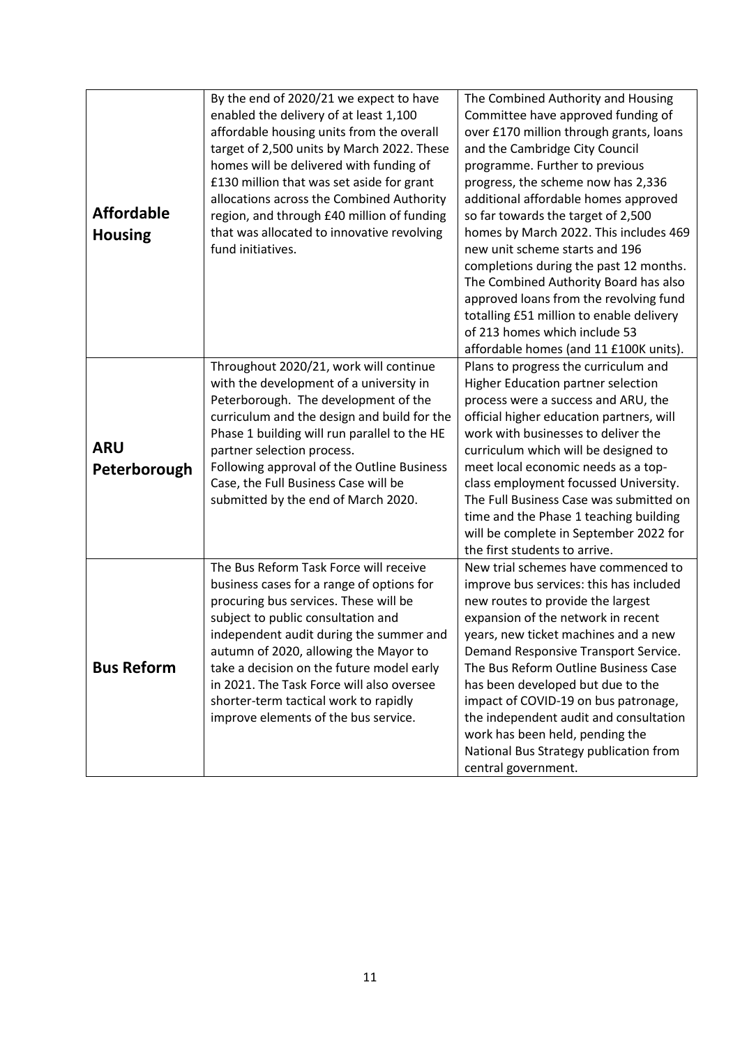| | | |
|---|---|---|
| **Affordable Housing** | By the end of 2020/21 we expect to have enabled the delivery of at least 1,100 affordable housing units from the overall target of 2,500 units by March 2022. These homes will be delivered with funding of £130 million that was set aside for grant allocations across the Combined Authority region, and through £40 million of funding that was allocated to innovative revolving fund initiatives. | The Combined Authority and Housing Committee have approved funding of over £170 million through grants, loans and the Cambridge City Council programme. Further to previous progress, the scheme now has 2,336 additional affordable homes approved so far towards the target of 2,500 homes by March 2022. This includes 469 new unit scheme starts and 196 completions during the past 12 months. The Combined Authority Board has also approved loans from the revolving fund totalling £51 million to enable delivery of 213 homes which include 53 affordable homes (and 11 £100K units). |
| **ARU Peterborough** | Throughout 2020/21, work will continue with the development of a university in Peterborough. The development of the curriculum and the design and build for the Phase 1 building will run parallel to the HE partner selection process.<br>Following approval of the Outline Business Case, the Full Business Case will be submitted by the end of March 2020. | Plans to progress the curriculum and Higher Education partner selection process were a success and ARU, the official higher education partners, will work with businesses to deliver the curriculum which will be designed to meet local economic needs as a top-class employment focussed University. The Full Business Case was submitted on time and the Phase 1 teaching building will be complete in September 2022 for the first students to arrive. |
| **Bus Reform** | The Bus Reform Task Force will receive business cases for a range of options for procuring bus services. These will be subject to public consultation and independent audit during the summer and autumn of 2020, allowing the Mayor to take a decision on the future model early in 2021. The Task Force will also oversee shorter-term tactical work to rapidly improve elements of the bus service. | New trial schemes have commenced to improve bus services: this has included new routes to provide the largest expansion of the network in recent years, new ticket machines and a new Demand Responsive Transport Service. The Bus Reform Outline Business Case has been developed but due to the impact of COVID-19 on bus patronage, the independent audit and consultation work has been held, pending the National Bus Strategy publication from central government. |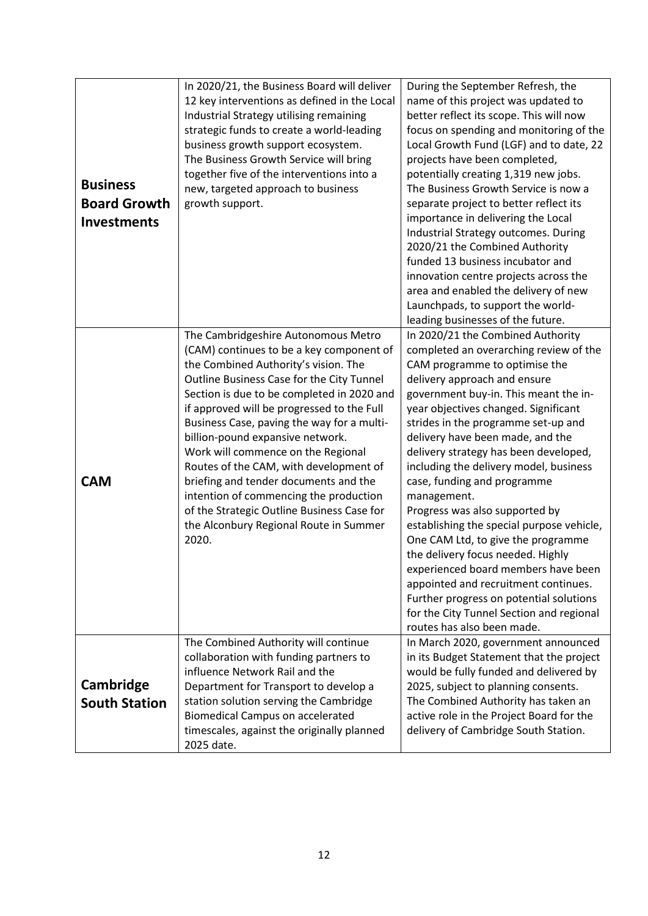| | | |
|---|---|---|
| **Business Board Growth Investments** | In 2020/21, the Business Board will deliver 12 key interventions as defined in the Local Industrial Strategy utilising remaining strategic funds to create a world-leading business growth support ecosystem.<br>The Business Growth Service will bring together five of the interventions into a new, targeted approach to business growth support. | During the September Refresh, the name of this project was updated to better reflect its scope. This will now focus on spending and monitoring of the Local Growth Fund (LGF) and to date, 22 projects have been completed, potentially creating 1,319 new jobs. The Business Growth Service is now a separate project to better reflect its importance in delivering the Local Industrial Strategy outcomes. During 2020/21 the Combined Authority funded 13 business incubator and innovation centre projects across the area and enabled the delivery of new Launchpads, to support the world-leading businesses of the future. |
| **CAM** | The Cambridgeshire Autonomous Metro (CAM) continues to be a key component of the Combined Authority's vision. The Outline Business Case for the City Tunnel Section is due to be completed in 2020 and if approved will be progressed to the Full Business Case, paving the way for a multi-billion-pound expansive network.<br>Work will commence on the Regional Routes of the CAM, with development of briefing and tender documents and the intention of commencing the production of the Strategic Outline Business Case for the Alconbury Regional Route in Summer 2020. | In 2020/21 the Combined Authority completed an overarching review of the CAM programme to optimise the delivery approach and ensure government buy-in. This meant the in-year objectives changed. Significant strides in the programme set-up and delivery have been made, and the delivery strategy has been developed, including the delivery model, business case, funding and programme management.<br>Progress was also supported by establishing the special purpose vehicle, One CAM Ltd, to give the programme the delivery focus needed. Highly experienced board members have been appointed and recruitment continues. Further progress on potential solutions for the City Tunnel Section and regional routes has also been made. |
| **Cambridge South Station** | The Combined Authority will continue collaboration with funding partners to influence Network Rail and the Department for Transport to develop a station solution serving the Cambridge Biomedical Campus on accelerated timescales, against the originally planned 2025 date. | In March 2020, government announced in its Budget Statement that the project would be fully funded and delivered by 2025, subject to planning consents.<br>The Combined Authority has taken an active role in the Project Board for the delivery of Cambridge South Station. |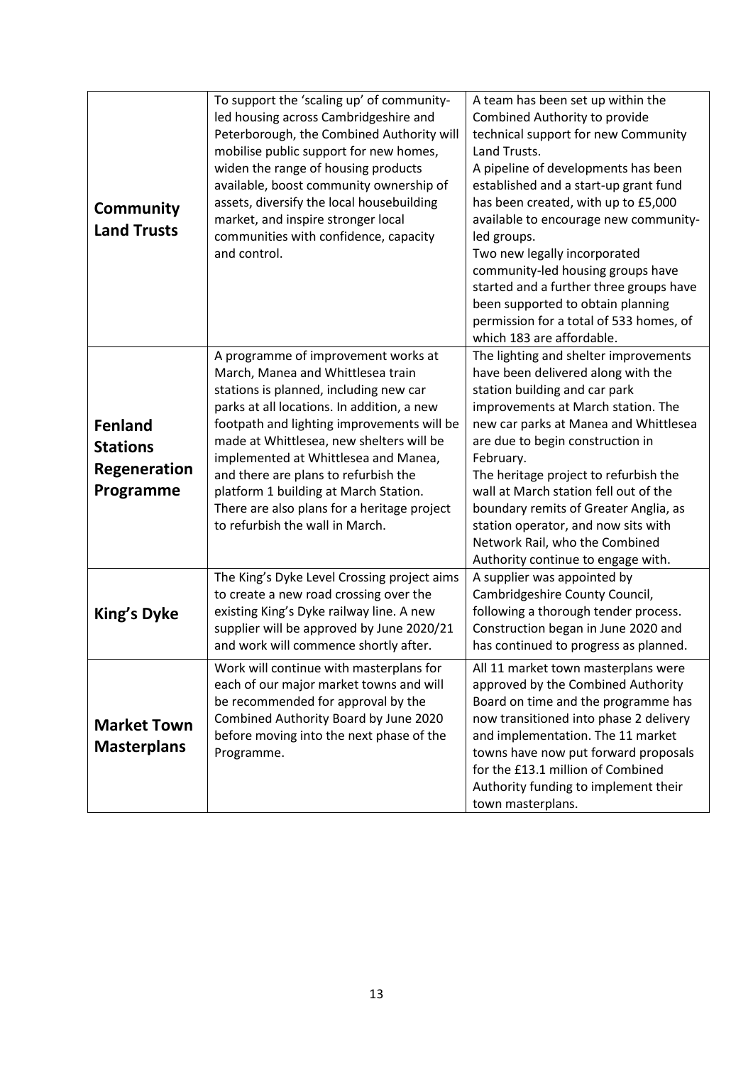| | | |
|---|---|---|
| **Community Land Trusts** | To support the 'scaling up' of community-led housing across Cambridgeshire and Peterborough, the Combined Authority will mobilise public support for new homes, widen the range of housing products available, boost community ownership of assets, diversify the local housebuilding market, and inspire stronger local communities with confidence, capacity and control. | A team has been set up within the Combined Authority to provide technical support for new Community Land Trusts.<br>A pipeline of developments has been established and a start-up grant fund has been created, with up to £5,000 available to encourage new community-led groups.<br>Two new legally incorporated community-led housing groups have started and a further three groups have been supported to obtain planning permission for a total of 533 homes, of which 183 are affordable. |
| **Fenland Stations Regeneration Programme** | A programme of improvement works at March, Manea and Whittlesea train stations is planned, including new car parks at all locations. In addition, a new footpath and lighting improvements will be made at Whittlesea, new shelters will be implemented at Whittlesea and Manea, and there are plans to refurbish the platform 1 building at March Station. There are also plans for a heritage project to refurbish the wall in March. | The lighting and shelter improvements have been delivered along with the station building and car park improvements at March station. The new car parks at Manea and Whittlesea are due to begin construction in February.<br>The heritage project to refurbish the wall at March station fell out of the boundary remits of Greater Anglia, as station operator, and now sits with Network Rail, who the Combined Authority continue to engage with. |
| **King's Dyke** | The King's Dyke Level Crossing project aims to create a new road crossing over the existing King's Dyke railway line. A new supplier will be approved by June 2020/21 and work will commence shortly after. | A supplier was appointed by Cambridgeshire County Council, following a thorough tender process. Construction began in June 2020 and has continued to progress as planned. |
| **Market Town Masterplans** | Work will continue with masterplans for each of our major market towns and will be recommended for approval by the Combined Authority Board by June 2020 before moving into the next phase of the Programme. | All 11 market town masterplans were approved by the Combined Authority Board on time and the programme has now transitioned into phase 2 delivery and implementation. The 11 market towns have now put forward proposals for the £13.1 million of Combined Authority funding to implement their town masterplans. |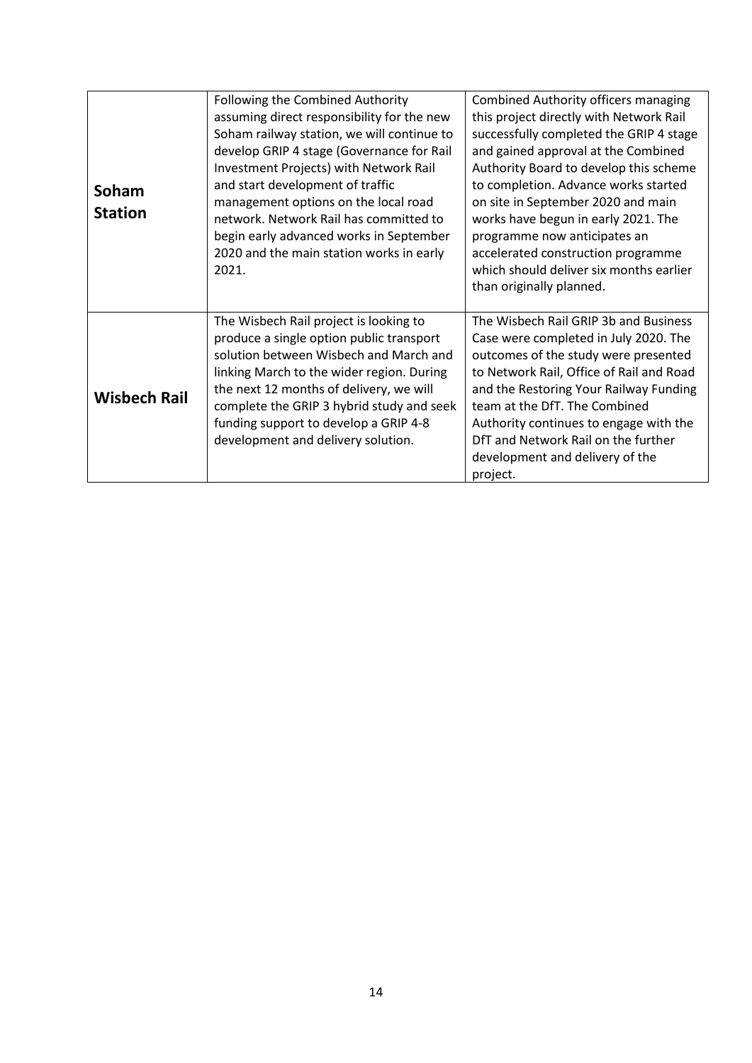| | | |
|---|---|---|
| **Soham Station** | Following the Combined Authority assuming direct responsibility for the new Soham railway station, we will continue to develop GRIP 4 stage (Governance for Rail Investment Projects) with Network Rail and start development of traffic management options on the local road network. Network Rail has committed to begin early advanced works in September 2020 and the main station works in early 2021. | Combined Authority officers managing this project directly with Network Rail successfully completed the GRIP 4 stage and gained approval at the Combined Authority Board to develop this scheme to completion. Advance works started on site in September 2020 and main works have begun in early 2021. The programme now anticipates an accelerated construction programme which should deliver six months earlier than originally planned. |
| **Wisbech Rail** | The Wisbech Rail project is looking to produce a single option public transport solution between Wisbech and March and linking March to the wider region. During the next 12 months of delivery, we will complete the GRIP 3 hybrid study and seek funding support to develop a GRIP 4-8 development and delivery solution. | The Wisbech Rail GRIP 3b and Business Case were completed in July 2020. The outcomes of the study were presented to Network Rail, Office of Rail and Road and the Restoring Your Railway Funding team at the DfT. The Combined Authority continues to engage with the DfT and Network Rail on the further development and delivery of the project. |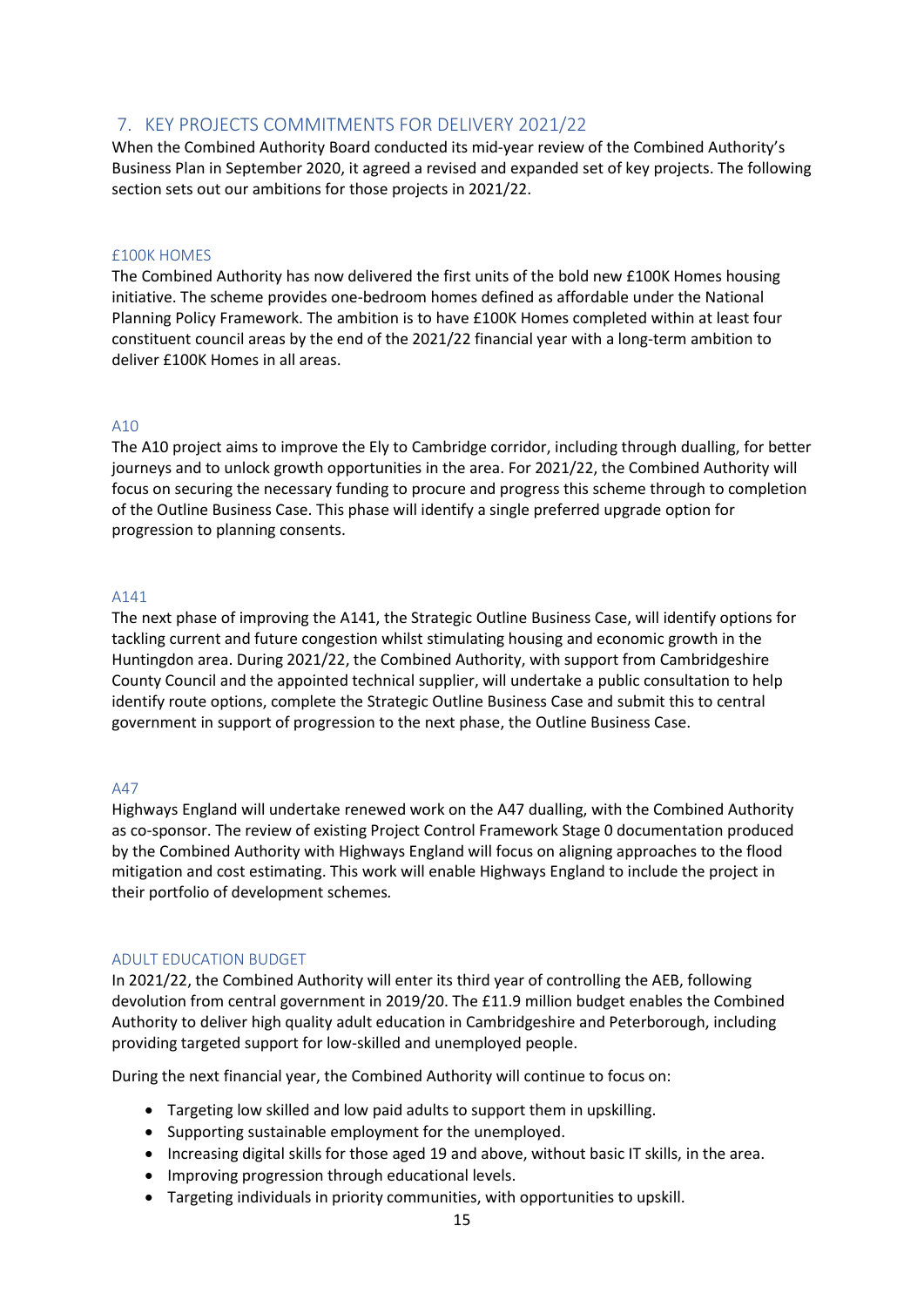## 7. KEY PROJECTS COMMITMENTS FOR DELIVERY 2021/22

When the Combined Authority Board conducted its mid-year review of the Combined Authority's Business Plan in September 2020, it agreed a revised and expanded set of key projects. The following section sets out our ambitions for those projects in 2021/22.

### £100K HOMES

The Combined Authority has now delivered the first units of the bold new £100K Homes housing initiative. The scheme provides one-bedroom homes defined as affordable under the National Planning Policy Framework. The ambition is to have £100K Homes completed within at least four constituent council areas by the end of the 2021/22 financial year with a long-term ambition to deliver £100K Homes in all areas.

### A10

The A10 project aims to improve the Ely to Cambridge corridor, including through dualling, for better journeys and to unlock growth opportunities in the area. For 2021/22, the Combined Authority will focus on securing the necessary funding to procure and progress this scheme through to completion of the Outline Business Case. This phase will identify a single preferred upgrade option for progression to planning consents.

### A141

The next phase of improving the A141, the Strategic Outline Business Case, will identify options for tackling current and future congestion whilst stimulating housing and economic growth in the Huntingdon area. During 2021/22, the Combined Authority, with support from Cambridgeshire County Council and the appointed technical supplier, will undertake a public consultation to help identify route options, complete the Strategic Outline Business Case and submit this to central government in support of progression to the next phase, the Outline Business Case.

### A47

Highways England will undertake renewed work on the A47 dualling, with the Combined Authority as co-sponsor. The review of existing Project Control Framework Stage 0 documentation produced by the Combined Authority with Highways England will focus on aligning approaches to the flood mitigation and cost estimating. This work will enable Highways England to include the project in their portfolio of development schemes.

### ADULT EDUCATION BUDGET

In 2021/22, the Combined Authority will enter its third year of controlling the AEB, following devolution from central government in 2019/20. The £11.9 million budget enables the Combined Authority to deliver high quality adult education in Cambridgeshire and Peterborough, including providing targeted support for low-skilled and unemployed people.

During the next financial year, the Combined Authority will continue to focus on:

- Targeting low skilled and low paid adults to support them in upskilling.
- Supporting sustainable employment for the unemployed.
- Increasing digital skills for those aged 19 and above, without basic IT skills, in the area.
- Improving progression through educational levels.
- Targeting individuals in priority communities, with opportunities to upskill.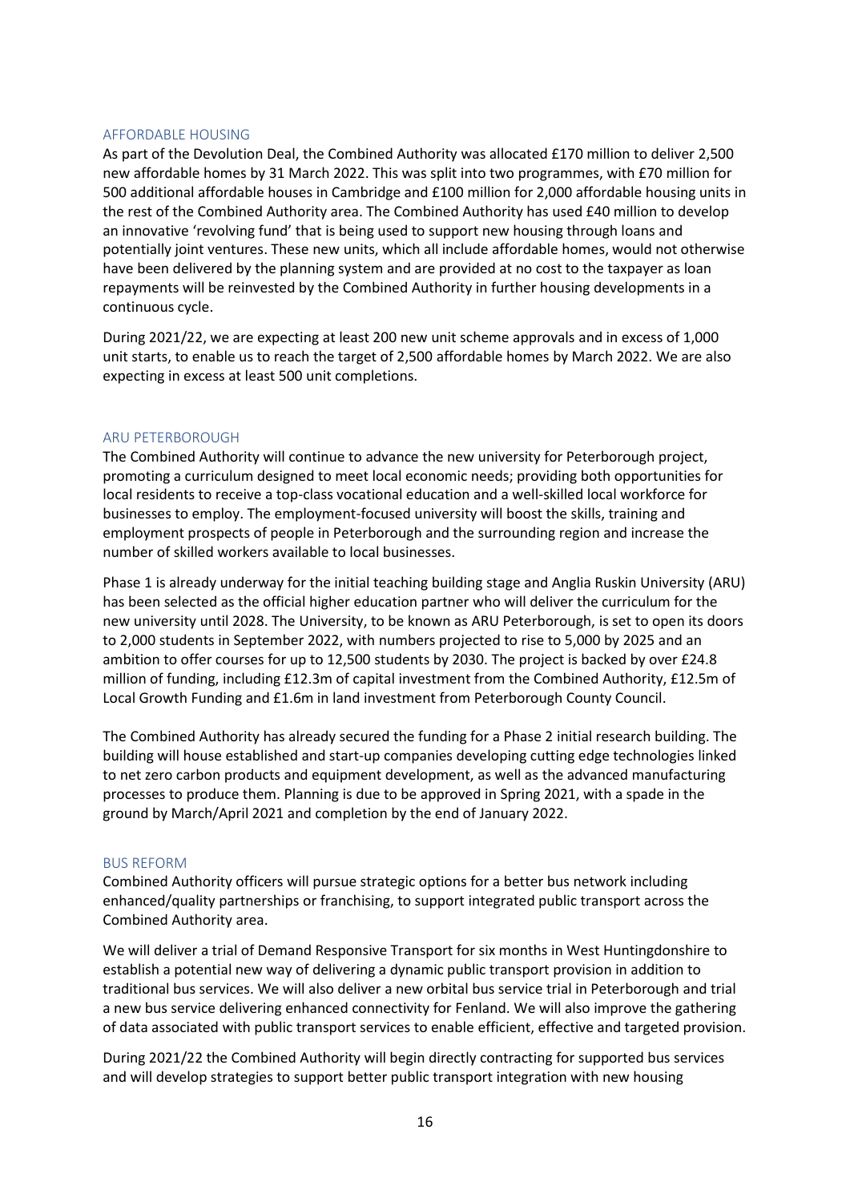## AFFORDABLE HOUSING

As part of the Devolution Deal, the Combined Authority was allocated £170 million to deliver 2,500 new affordable homes by 31 March 2022. This was split into two programmes, with £70 million for 500 additional affordable houses in Cambridge and £100 million for 2,000 affordable housing units in the rest of the Combined Authority area. The Combined Authority has used £40 million to develop an innovative 'revolving fund' that is being used to support new housing through loans and potentially joint ventures. These new units, which all include affordable homes, would not otherwise have been delivered by the planning system and are provided at no cost to the taxpayer as loan repayments will be reinvested by the Combined Authority in further housing developments in a continuous cycle.

During 2021/22, we are expecting at least 200 new unit scheme approvals and in excess of 1,000 unit starts, to enable us to reach the target of 2,500 affordable homes by March 2022. We are also expecting in excess at least 500 unit completions.

## ARU PETERBOROUGH

The Combined Authority will continue to advance the new university for Peterborough project, promoting a curriculum designed to meet local economic needs; providing both opportunities for local residents to receive a top-class vocational education and a well-skilled local workforce for businesses to employ. The employment-focused university will boost the skills, training and employment prospects of people in Peterborough and the surrounding region and increase the number of skilled workers available to local businesses.

Phase 1 is already underway for the initial teaching building stage and Anglia Ruskin University (ARU) has been selected as the official higher education partner who will deliver the curriculum for the new university until 2028. The University, to be known as ARU Peterborough, is set to open its doors to 2,000 students in September 2022, with numbers projected to rise to 5,000 by 2025 and an ambition to offer courses for up to 12,500 students by 2030. The project is backed by over £24.8 million of funding, including £12.3m of capital investment from the Combined Authority, £12.5m of Local Growth Funding and £1.6m in land investment from Peterborough County Council.

The Combined Authority has already secured the funding for a Phase 2 initial research building. The building will house established and start-up companies developing cutting edge technologies linked to net zero carbon products and equipment development, as well as the advanced manufacturing processes to produce them. Planning is due to be approved in Spring 2021, with a spade in the ground by March/April 2021 and completion by the end of January 2022.

## BUS REFORM

Combined Authority officers will pursue strategic options for a better bus network including enhanced/quality partnerships or franchising, to support integrated public transport across the Combined Authority area.

We will deliver a trial of Demand Responsive Transport for six months in West Huntingdonshire to establish a potential new way of delivering a dynamic public transport provision in addition to traditional bus services. We will also deliver a new orbital bus service trial in Peterborough and trial a new bus service delivering enhanced connectivity for Fenland. We will also improve the gathering of data associated with public transport services to enable efficient, effective and targeted provision.

During 2021/22 the Combined Authority will begin directly contracting for supported bus services and will develop strategies to support better public transport integration with new housing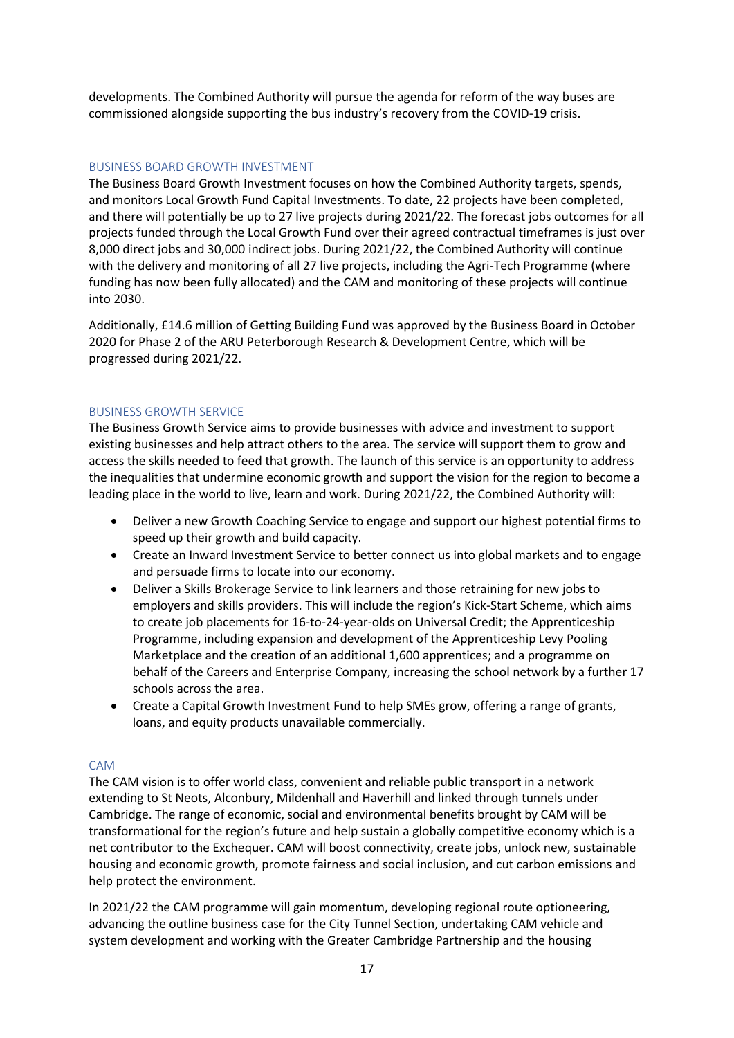developments. The Combined Authority will pursue the agenda for reform of the way buses are commissioned alongside supporting the bus industry's recovery from the COVID-19 crisis.

### BUSINESS BOARD GROWTH INVESTMENT

The Business Board Growth Investment focuses on how the Combined Authority targets, spends, and monitors Local Growth Fund Capital Investments. To date, 22 projects have been completed, and there will potentially be up to 27 live projects during 2021/22. The forecast jobs outcomes for all projects funded through the Local Growth Fund over their agreed contractual timeframes is just over 8,000 direct jobs and 30,000 indirect jobs. During 2021/22, the Combined Authority will continue with the delivery and monitoring of all 27 live projects, including the Agri-Tech Programme (where funding has now been fully allocated) and the CAM and monitoring of these projects will continue into 2030.

Additionally, £14.6 million of Getting Building Fund was approved by the Business Board in October 2020 for Phase 2 of the ARU Peterborough Research & Development Centre, which will be progressed during 2021/22.

### BUSINESS GROWTH SERVICE

The Business Growth Service aims to provide businesses with advice and investment to support existing businesses and help attract others to the area. The service will support them to grow and access the skills needed to feed that growth. The launch of this service is an opportunity to address the inequalities that undermine economic growth and support the vision for the region to become a leading place in the world to live, learn and work. During 2021/22, the Combined Authority will:

- Deliver a new Growth Coaching Service to engage and support our highest potential firms to speed up their growth and build capacity.
- Create an Inward Investment Service to better connect us into global markets and to engage and persuade firms to locate into our economy.
- Deliver a Skills Brokerage Service to link learners and those retraining for new jobs to employers and skills providers. This will include the region's Kick-Start Scheme, which aims to create job placements for 16-to-24-year-olds on Universal Credit; the Apprenticeship Programme, including expansion and development of the Apprenticeship Levy Pooling Marketplace and the creation of an additional 1,600 apprentices; and a programme on behalf of the Careers and Enterprise Company, increasing the school network by a further 17 schools across the area.
- Create a Capital Growth Investment Fund to help SMEs grow, offering a range of grants, loans, and equity products unavailable commercially.

### CAM

The CAM vision is to offer world class, convenient and reliable public transport in a network extending to St Neots, Alconbury, Mildenhall and Haverhill and linked through tunnels under Cambridge. The range of economic, social and environmental benefits brought by CAM will be transformational for the region's future and help sustain a globally competitive economy which is a net contributor to the Exchequer. CAM will boost connectivity, create jobs, unlock new, sustainable housing and economic growth, promote fairness and social inclusion, ~~and~~ cut carbon emissions and help protect the environment.

In 2021/22 the CAM programme will gain momentum, developing regional route optioneering, advancing the outline business case for the City Tunnel Section, undertaking CAM vehicle and system development and working with the Greater Cambridge Partnership and the housing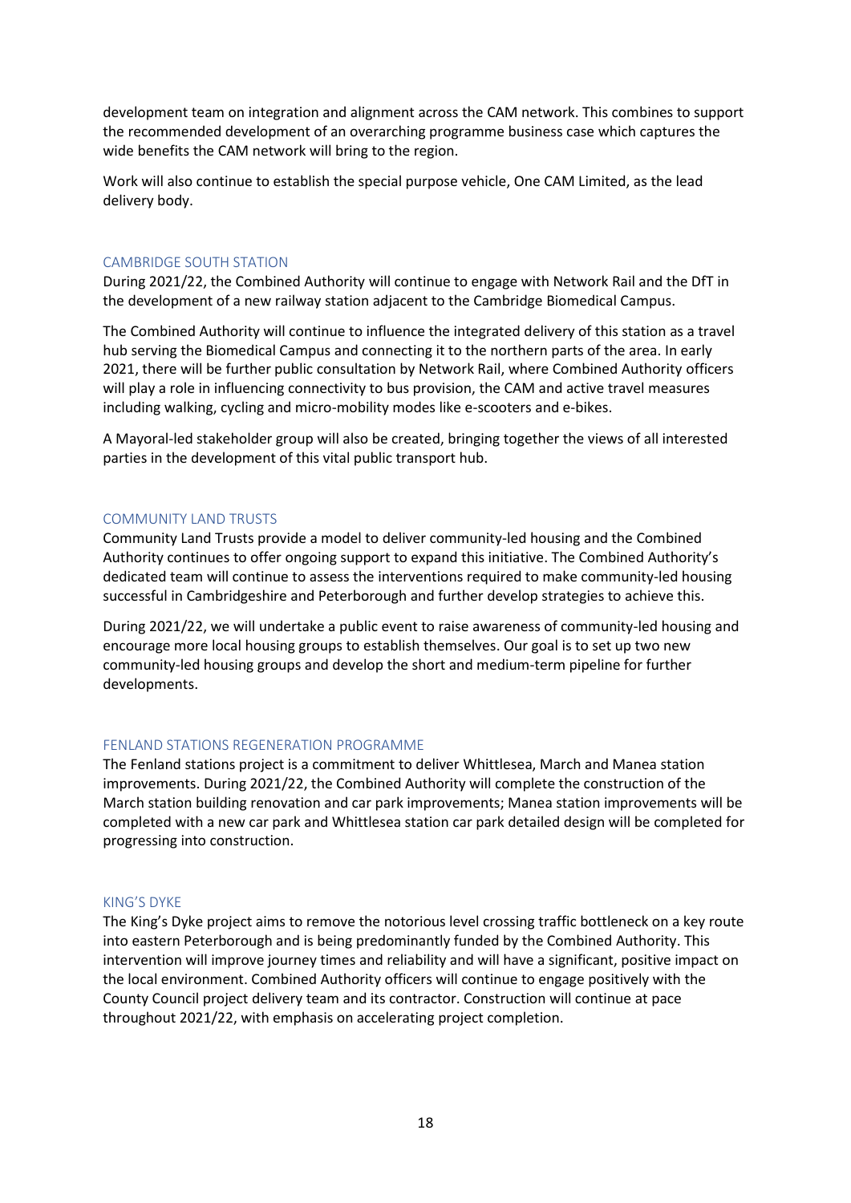development team on integration and alignment across the CAM network. This combines to support the recommended development of an overarching programme business case which captures the wide benefits the CAM network will bring to the region.

Work will also continue to establish the special purpose vehicle, One CAM Limited, as the lead delivery body.

### CAMBRIDGE SOUTH STATION

During 2021/22, the Combined Authority will continue to engage with Network Rail and the DfT in the development of a new railway station adjacent to the Cambridge Biomedical Campus.

The Combined Authority will continue to influence the integrated delivery of this station as a travel hub serving the Biomedical Campus and connecting it to the northern parts of the area. In early 2021, there will be further public consultation by Network Rail, where Combined Authority officers will play a role in influencing connectivity to bus provision, the CAM and active travel measures including walking, cycling and micro-mobility modes like e-scooters and e-bikes.

A Mayoral-led stakeholder group will also be created, bringing together the views of all interested parties in the development of this vital public transport hub.

### COMMUNITY LAND TRUSTS

Community Land Trusts provide a model to deliver community-led housing and the Combined Authority continues to offer ongoing support to expand this initiative. The Combined Authority's dedicated team will continue to assess the interventions required to make community-led housing successful in Cambridgeshire and Peterborough and further develop strategies to achieve this.

During 2021/22, we will undertake a public event to raise awareness of community-led housing and encourage more local housing groups to establish themselves. Our goal is to set up two new community-led housing groups and develop the short and medium-term pipeline for further developments.

### FENLAND STATIONS REGENERATION PROGRAMME

The Fenland stations project is a commitment to deliver Whittlesea, March and Manea station improvements. During 2021/22, the Combined Authority will complete the construction of the March station building renovation and car park improvements; Manea station improvements will be completed with a new car park and Whittlesea station car park detailed design will be completed for progressing into construction.

### KING'S DYKE

The King's Dyke project aims to remove the notorious level crossing traffic bottleneck on a key route into eastern Peterborough and is being predominantly funded by the Combined Authority. This intervention will improve journey times and reliability and will have a significant, positive impact on the local environment. Combined Authority officers will continue to engage positively with the County Council project delivery team and its contractor. Construction will continue at pace throughout 2021/22, with emphasis on accelerating project completion.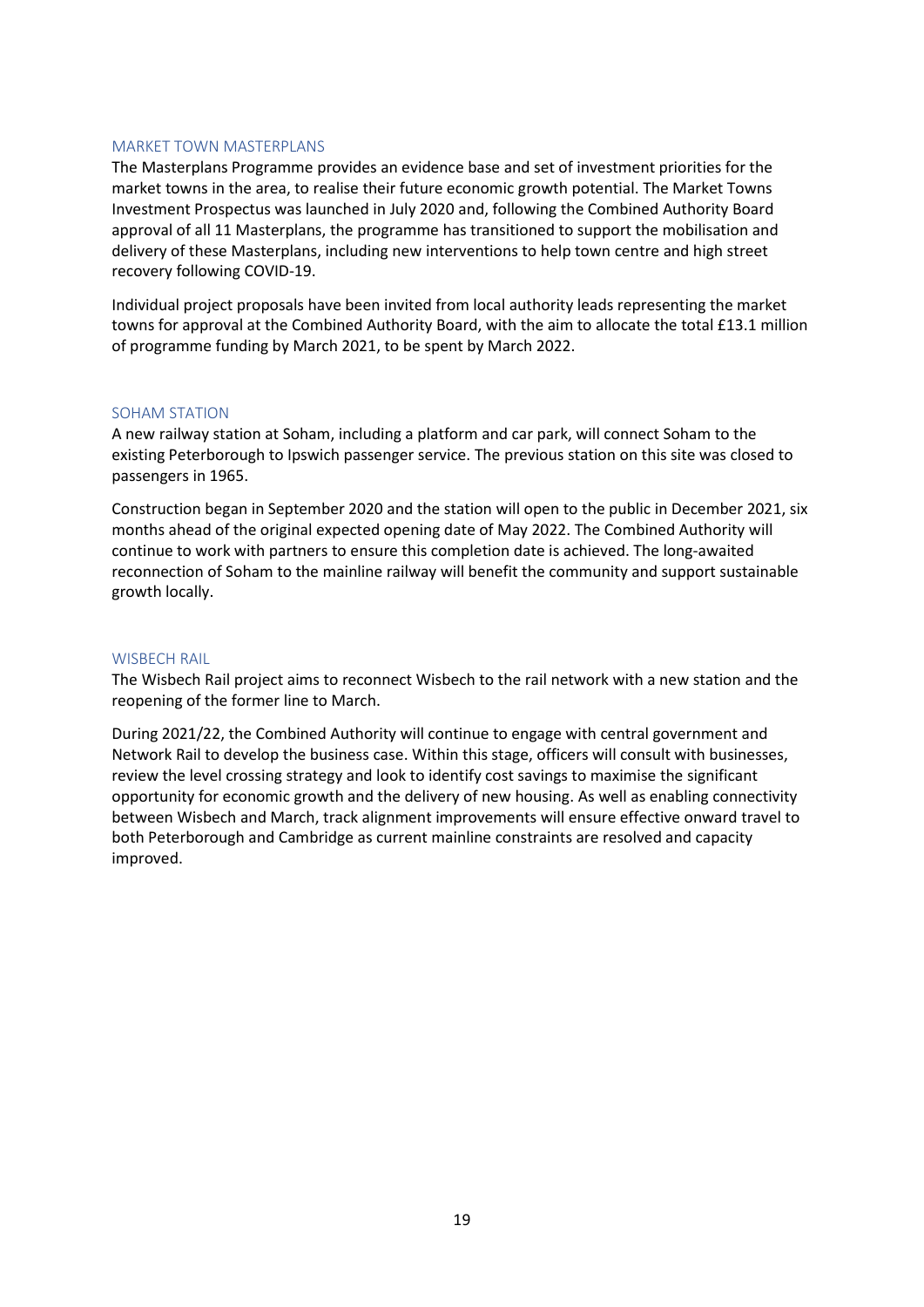## MARKET TOWN MASTERPLANS

The Masterplans Programme provides an evidence base and set of investment priorities for the market towns in the area, to realise their future economic growth potential. The Market Towns Investment Prospectus was launched in July 2020 and, following the Combined Authority Board approval of all 11 Masterplans, the programme has transitioned to support the mobilisation and delivery of these Masterplans, including new interventions to help town centre and high street recovery following COVID-19.

Individual project proposals have been invited from local authority leads representing the market towns for approval at the Combined Authority Board, with the aim to allocate the total £13.1 million of programme funding by March 2021, to be spent by March 2022.

## SOHAM STATION

A new railway station at Soham, including a platform and car park, will connect Soham to the existing Peterborough to Ipswich passenger service. The previous station on this site was closed to passengers in 1965.

Construction began in September 2020 and the station will open to the public in December 2021, six months ahead of the original expected opening date of May 2022. The Combined Authority will continue to work with partners to ensure this completion date is achieved. The long-awaited reconnection of Soham to the mainline railway will benefit the community and support sustainable growth locally.

## WISBECH RAIL

The Wisbech Rail project aims to reconnect Wisbech to the rail network with a new station and the reopening of the former line to March.

During 2021/22, the Combined Authority will continue to engage with central government and Network Rail to develop the business case. Within this stage, officers will consult with businesses, review the level crossing strategy and look to identify cost savings to maximise the significant opportunity for economic growth and the delivery of new housing. As well as enabling connectivity between Wisbech and March, track alignment improvements will ensure effective onward travel to both Peterborough and Cambridge as current mainline constraints are resolved and capacity improved.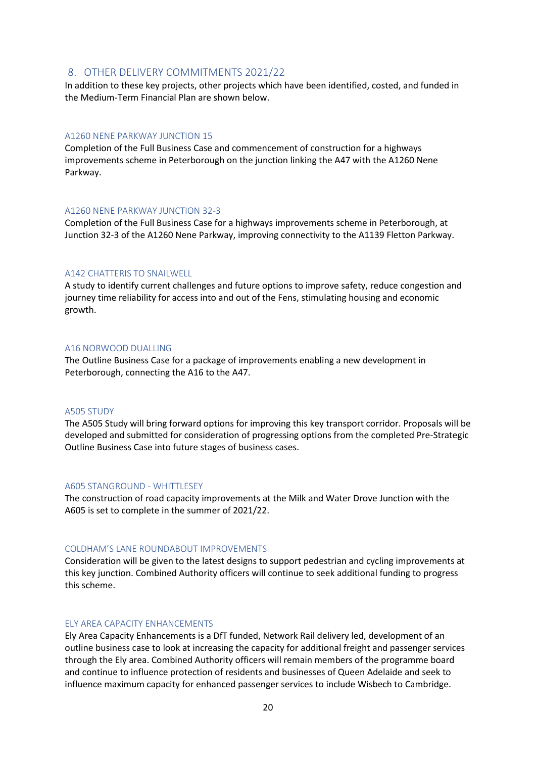## 8. OTHER DELIVERY COMMITMENTS 2021/22

In addition to these key projects, other projects which have been identified, costed, and funded in the Medium-Term Financial Plan are shown below.

### A1260 NENE PARKWAY JUNCTION 15

Completion of the Full Business Case and commencement of construction for a highways improvements scheme in Peterborough on the junction linking the A47 with the A1260 Nene Parkway.

### A1260 NENE PARKWAY JUNCTION 32-3

Completion of the Full Business Case for a highways improvements scheme in Peterborough, at Junction 32-3 of the A1260 Nene Parkway, improving connectivity to the A1139 Fletton Parkway.

### A142 CHATTERIS TO SNAILWELL

A study to identify current challenges and future options to improve safety, reduce congestion and journey time reliability for access into and out of the Fens, stimulating housing and economic growth.

### A16 NORWOOD DUALLING

The Outline Business Case for a package of improvements enabling a new development in Peterborough, connecting the A16 to the A47.

### A505 STUDY

The A505 Study will bring forward options for improving this key transport corridor. Proposals will be developed and submitted for consideration of progressing options from the completed Pre-Strategic Outline Business Case into future stages of business cases.

### A605 STANGROUND - WHITTLESEY

The construction of road capacity improvements at the Milk and Water Drove Junction with the A605 is set to complete in the summer of 2021/22.

### COLDHAM'S LANE ROUNDABOUT IMPROVEMENTS

Consideration will be given to the latest designs to support pedestrian and cycling improvements at this key junction. Combined Authority officers will continue to seek additional funding to progress this scheme.

### ELY AREA CAPACITY ENHANCEMENTS

Ely Area Capacity Enhancements is a DfT funded, Network Rail delivery led, development of an outline business case to look at increasing the capacity for additional freight and passenger services through the Ely area. Combined Authority officers will remain members of the programme board and continue to influence protection of residents and businesses of Queen Adelaide and seek to influence maximum capacity for enhanced passenger services to include Wisbech to Cambridge.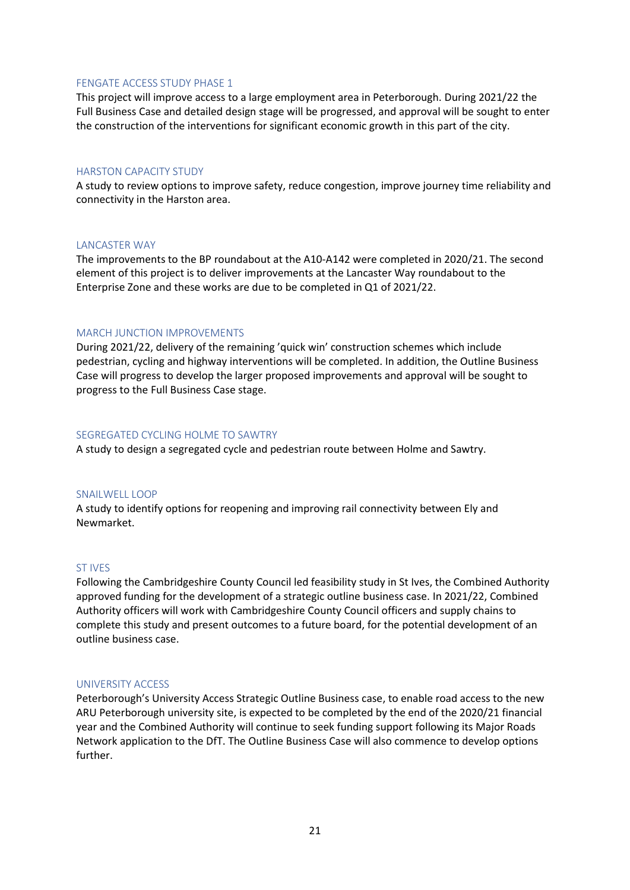### FENGATE ACCESS STUDY PHASE 1

This project will improve access to a large employment area in Peterborough. During 2021/22 the Full Business Case and detailed design stage will be progressed, and approval will be sought to enter the construction of the interventions for significant economic growth in this part of the city.

### HARSTON CAPACITY STUDY

A study to review options to improve safety, reduce congestion, improve journey time reliability and connectivity in the Harston area.

### LANCASTER WAY

The improvements to the BP roundabout at the A10-A142 were completed in 2020/21. The second element of this project is to deliver improvements at the Lancaster Way roundabout to the Enterprise Zone and these works are due to be completed in Q1 of 2021/22.

### MARCH JUNCTION IMPROVEMENTS

During 2021/22, delivery of the remaining 'quick win' construction schemes which include pedestrian, cycling and highway interventions will be completed. In addition, the Outline Business Case will progress to develop the larger proposed improvements and approval will be sought to progress to the Full Business Case stage.

### SEGREGATED CYCLING HOLME TO SAWTRY

A study to design a segregated cycle and pedestrian route between Holme and Sawtry.

### SNAILWELL LOOP

A study to identify options for reopening and improving rail connectivity between Ely and Newmarket.

### ST IVES

Following the Cambridgeshire County Council led feasibility study in St Ives, the Combined Authority approved funding for the development of a strategic outline business case. In 2021/22, Combined Authority officers will work with Cambridgeshire County Council officers and supply chains to complete this study and present outcomes to a future board, for the potential development of an outline business case.

### UNIVERSITY ACCESS

Peterborough's University Access Strategic Outline Business case, to enable road access to the new ARU Peterborough university site, is expected to be completed by the end of the 2020/21 financial year and the Combined Authority will continue to seek funding support following its Major Roads Network application to the DfT. The Outline Business Case will also commence to develop options further.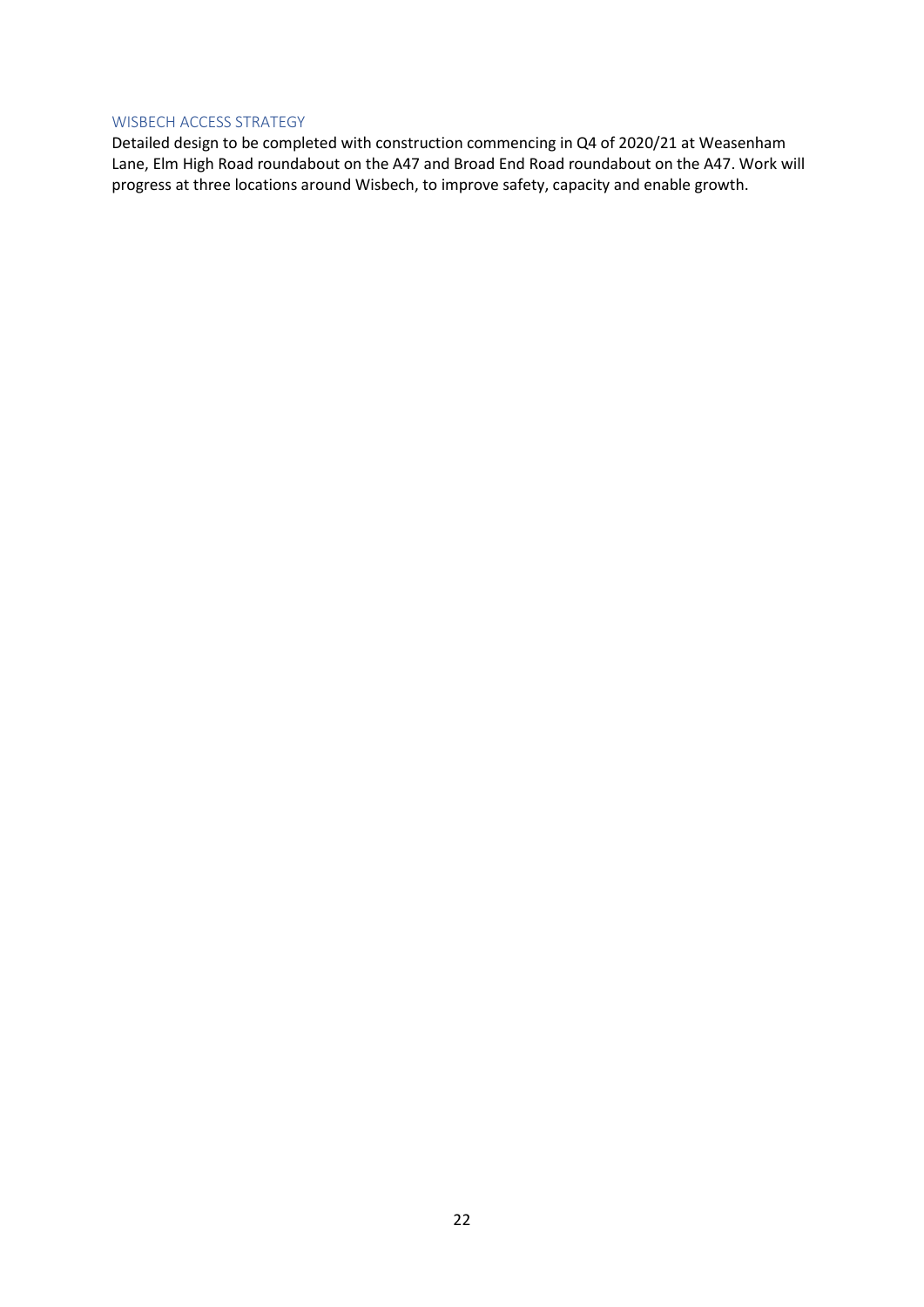## WISBECH ACCESS STRATEGY

Detailed design to be completed with construction commencing in Q4 of 2020/21 at Weasenham Lane, Elm High Road roundabout on the A47 and Broad End Road roundabout on the A47. Work will progress at three locations around Wisbech, to improve safety, capacity and enable growth.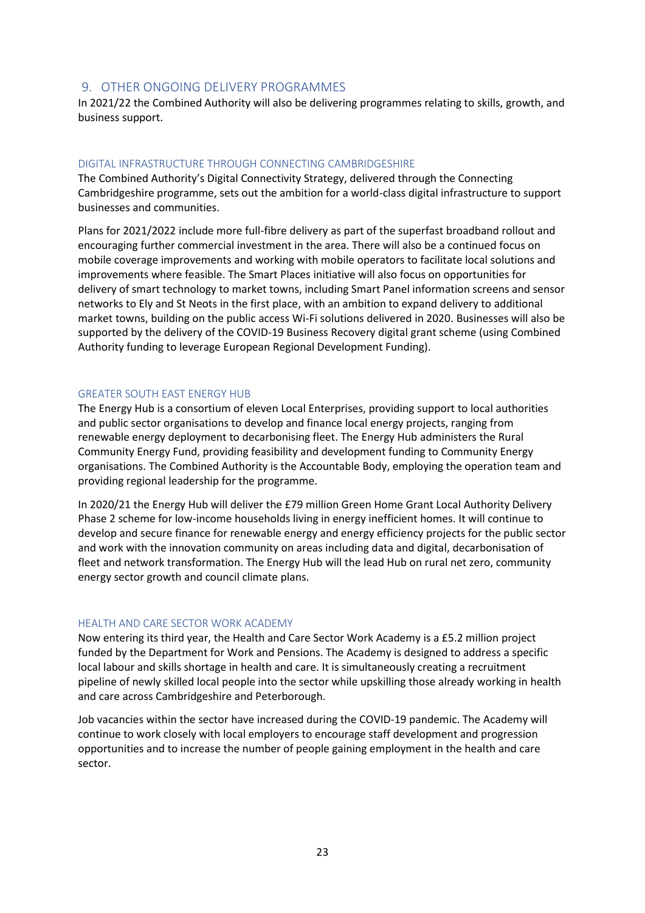## 9. OTHER ONGOING DELIVERY PROGRAMMES

In 2021/22 the Combined Authority will also be delivering programmes relating to skills, growth, and business support.

### DIGITAL INFRASTRUCTURE THROUGH CONNECTING CAMBRIDGESHIRE

The Combined Authority's Digital Connectivity Strategy, delivered through the Connecting Cambridgeshire programme, sets out the ambition for a world-class digital infrastructure to support businesses and communities.

Plans for 2021/2022 include more full-fibre delivery as part of the superfast broadband rollout and encouraging further commercial investment in the area. There will also be a continued focus on mobile coverage improvements and working with mobile operators to facilitate local solutions and improvements where feasible. The Smart Places initiative will also focus on opportunities for delivery of smart technology to market towns, including Smart Panel information screens and sensor networks to Ely and St Neots in the first place, with an ambition to expand delivery to additional market towns, building on the public access Wi-Fi solutions delivered in 2020. Businesses will also be supported by the delivery of the COVID-19 Business Recovery digital grant scheme (using Combined Authority funding to leverage European Regional Development Funding).

### GREATER SOUTH EAST ENERGY HUB

The Energy Hub is a consortium of eleven Local Enterprises, providing support to local authorities and public sector organisations to develop and finance local energy projects, ranging from renewable energy deployment to decarbonising fleet. The Energy Hub administers the Rural Community Energy Fund, providing feasibility and development funding to Community Energy organisations. The Combined Authority is the Accountable Body, employing the operation team and providing regional leadership for the programme.

In 2020/21 the Energy Hub will deliver the £79 million Green Home Grant Local Authority Delivery Phase 2 scheme for low-income households living in energy inefficient homes. It will continue to develop and secure finance for renewable energy and energy efficiency projects for the public sector and work with the innovation community on areas including data and digital, decarbonisation of fleet and network transformation. The Energy Hub will the lead Hub on rural net zero, community energy sector growth and council climate plans.

### HEALTH AND CARE SECTOR WORK ACADEMY

Now entering its third year, the Health and Care Sector Work Academy is a £5.2 million project funded by the Department for Work and Pensions. The Academy is designed to address a specific local labour and skills shortage in health and care. It is simultaneously creating a recruitment pipeline of newly skilled local people into the sector while upskilling those already working in health and care across Cambridgeshire and Peterborough.

Job vacancies within the sector have increased during the COVID-19 pandemic. The Academy will continue to work closely with local employers to encourage staff development and progression opportunities and to increase the number of people gaining employment in the health and care sector.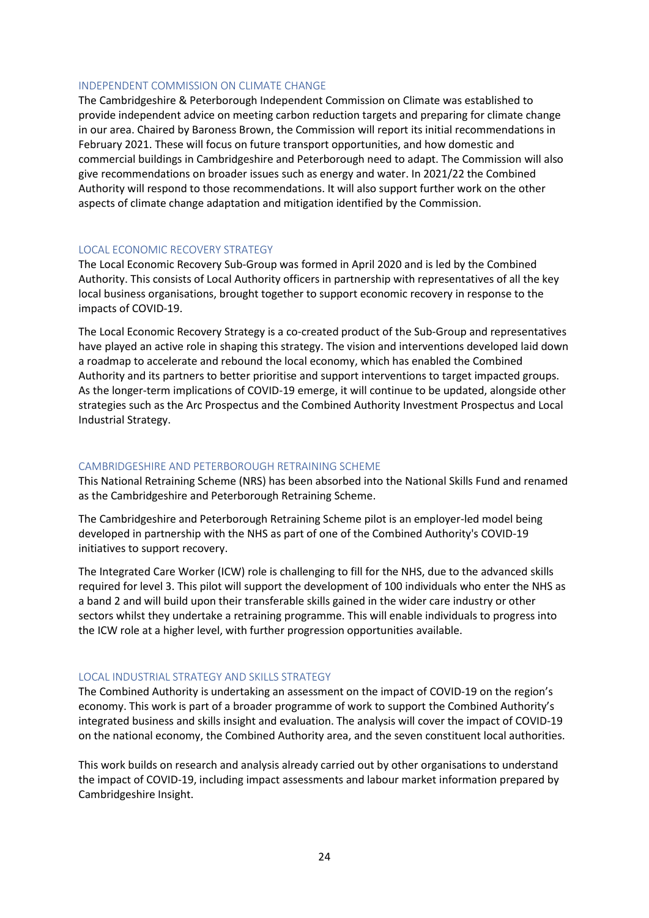## INDEPENDENT COMMISSION ON CLIMATE CHANGE

The Cambridgeshire & Peterborough Independent Commission on Climate was established to provide independent advice on meeting carbon reduction targets and preparing for climate change in our area. Chaired by Baroness Brown, the Commission will report its initial recommendations in February 2021. These will focus on future transport opportunities, and how domestic and commercial buildings in Cambridgeshire and Peterborough need to adapt. The Commission will also give recommendations on broader issues such as energy and water. In 2021/22 the Combined Authority will respond to those recommendations. It will also support further work on the other aspects of climate change adaptation and mitigation identified by the Commission.

## LOCAL ECONOMIC RECOVERY STRATEGY

The Local Economic Recovery Sub-Group was formed in April 2020 and is led by the Combined Authority. This consists of Local Authority officers in partnership with representatives of all the key local business organisations, brought together to support economic recovery in response to the impacts of COVID-19.

The Local Economic Recovery Strategy is a co-created product of the Sub-Group and representatives have played an active role in shaping this strategy. The vision and interventions developed laid down a roadmap to accelerate and rebound the local economy, which has enabled the Combined Authority and its partners to better prioritise and support interventions to target impacted groups. As the longer-term implications of COVID-19 emerge, it will continue to be updated, alongside other strategies such as the Arc Prospectus and the Combined Authority Investment Prospectus and Local Industrial Strategy.

## CAMBRIDGESHIRE AND PETERBOROUGH RETRAINING SCHEME

This National Retraining Scheme (NRS) has been absorbed into the National Skills Fund and renamed as the Cambridgeshire and Peterborough Retraining Scheme.

The Cambridgeshire and Peterborough Retraining Scheme pilot is an employer-led model being developed in partnership with the NHS as part of one of the Combined Authority's COVID-19 initiatives to support recovery.

The Integrated Care Worker (ICW) role is challenging to fill for the NHS, due to the advanced skills required for level 3. This pilot will support the development of 100 individuals who enter the NHS as a band 2 and will build upon their transferable skills gained in the wider care industry or other sectors whilst they undertake a retraining programme. This will enable individuals to progress into the ICW role at a higher level, with further progression opportunities available.

## LOCAL INDUSTRIAL STRATEGY AND SKILLS STRATEGY

The Combined Authority is undertaking an assessment on the impact of COVID-19 on the region's economy. This work is part of a broader programme of work to support the Combined Authority's integrated business and skills insight and evaluation. The analysis will cover the impact of COVID-19 on the national economy, the Combined Authority area, and the seven constituent local authorities.

This work builds on research and analysis already carried out by other organisations to understand the impact of COVID-19, including impact assessments and labour market information prepared by Cambridgeshire Insight.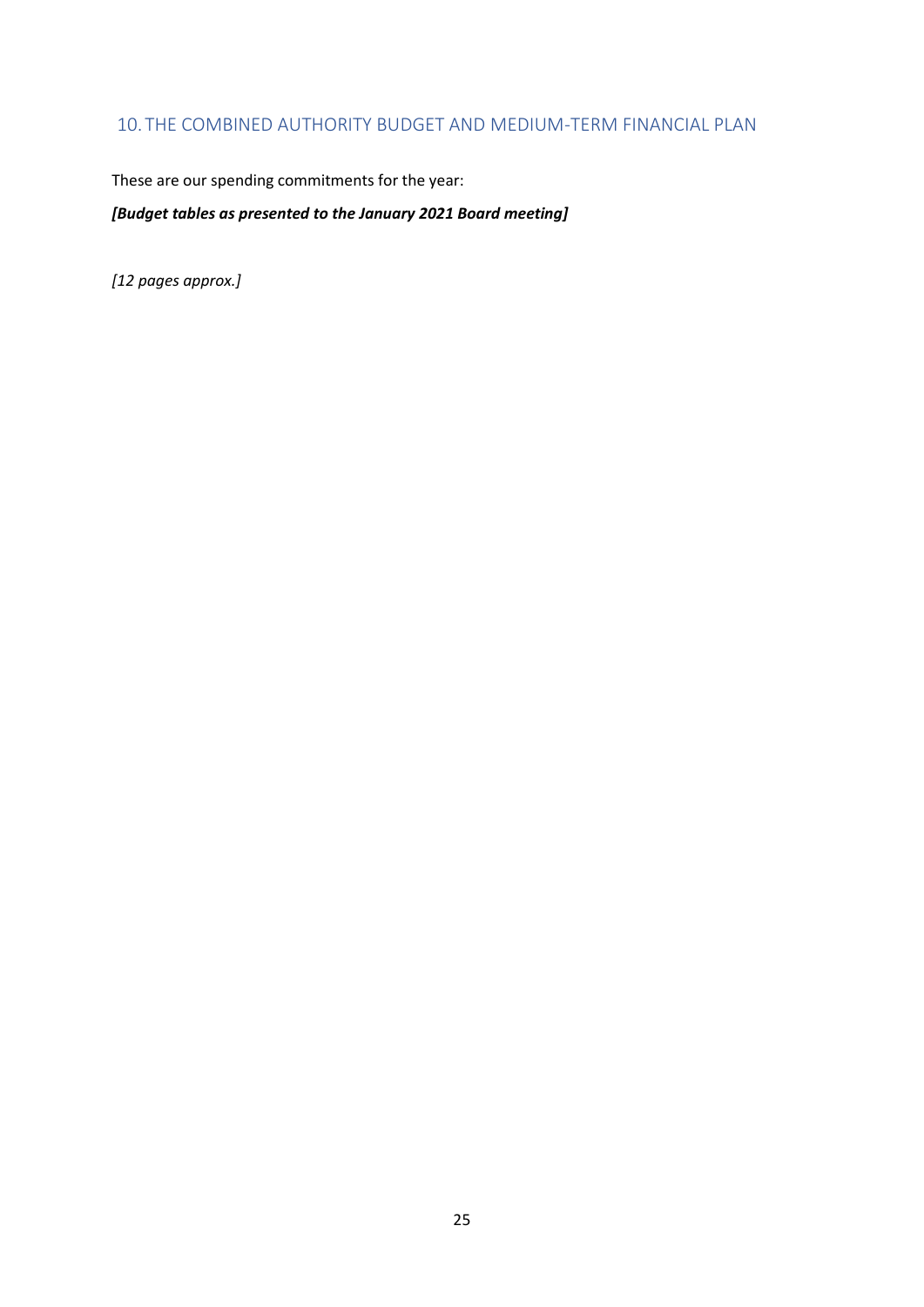## 10. THE COMBINED AUTHORITY BUDGET AND MEDIUM-TERM FINANCIAL PLAN

These are our spending commitments for the year:

***[Budget tables as presented to the January 2021 Board meeting]***

*[12 pages approx.]*